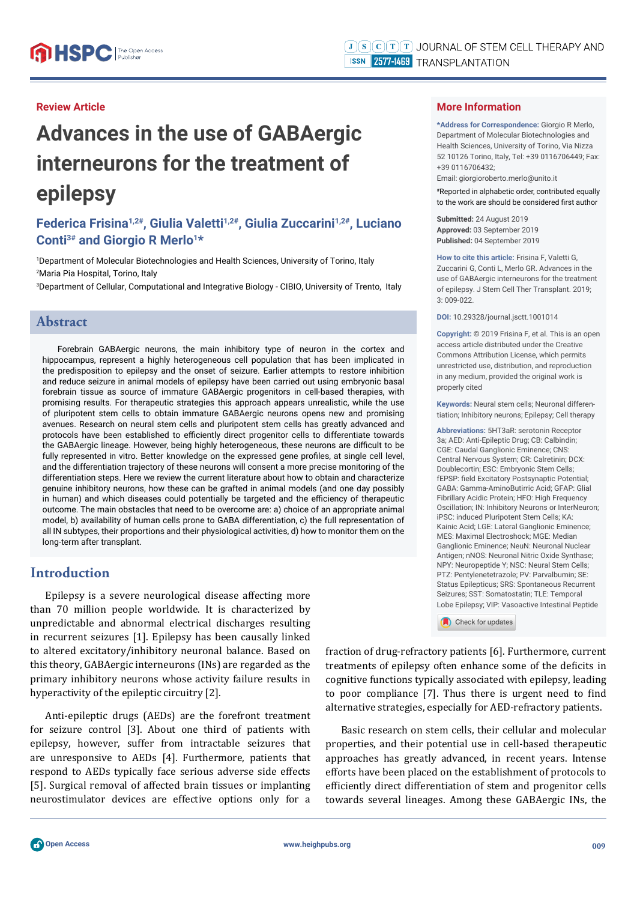Review Article

# Advances in the use of GABAergic interneurons for the treatment of epilepsy

**Federica Frisina[1,2#], Giulia Valetti[1,2#], Giulia Zuccarini[1,2#], Luciano Conti[3#] and Giorgio R Merlo[1*]**

[1]Department of Molecular Biotechnologies and Health Sciences, University of Torino, Italy
[2]Maria Pia Hospital, Torino, Italy
[3]Department of Cellular, Computational and Integrative Biology - CIBIO, University of Trento, Italy

## Abstract

Forebrain GABAergic neurons, the main inhibitory type of neuron in the cortex and hippocampus, represent a highly heterogeneous cell population that has been implicated in the predisposition to epilepsy and the onset of seizure. Earlier attempts to restore inhibition and reduce seizure in animal models of epilepsy have been carried out using embryonic basal forebrain tissue as source of immature GABAergic progenitors in cell-based therapies, with promising results. For therapeutic strategies this approach appears unrealistic, while the use of pluripotent stem cells to obtain immature GABAergic neurons opens new and promising avenues. Research on neural stem cells and pluripotent stem cells has greatly advanced and protocols have been established to efficiently direct progenitor cells to differentiate towards the GABAergic lineage. However, being highly heterogeneous, these neurons are difficult to be fully represented in vitro. Better knowledge on the expressed gene profiles, at single cell level, and the differentiation trajectory of these neurons will consent a more precise monitoring of the differentiation steps. Here we review the current literature about how to obtain and characterize genuine inhibitory neurons, how these can be grafted in animal models (and one day possibly in human) and which diseases could potentially be targeted and the efficiency of therapeutic outcome. The main obstacles that need to be overcome are: a) choice of an appropriate animal model, b) availability of human cells prone to GABA differentiation, c) the full representation of all IN subtypes, their proportions and their physiological activities, d) how to monitor them on the long-term after transplant.

## More Information

**\*Address for Correspondence:** Giorgio R Merlo, Department of Molecular Biotechnologies and Health Sciences, University of Torino, Via Nizza 52 10126 Torino, Italy, Tel: +39 0116706449; Fax: +39 0116706432;
Email: giorgioroberto.merlo@unito.it

#Reported in alphabetic order, contributed equally to the work are should be considered first author

**Submitted:** 24 August 2019
**Approved:** 03 September 2019
**Published:** 04 September 2019

**How to cite this article:** Frisina F, Valetti G, Zuccarini G, Conti L, Merlo GR. Advances in the use of GABAergic interneurons for the treatment of epilepsy. J Stem Cell Ther Transplant. 2019; 3: 009-022.

**DOI:** 10.29328/journal.jsctt.1001014

**Copyright:** © 2019 Frisina F, et al. This is an open access article distributed under the Creative Commons Attribution License, which permits unrestricted use, distribution, and reproduction in any medium, provided the original work is properly cited

**Keywords:** Neural stem cells; Neuronal differentiation; Inhibitory neurons; Epilepsy; Cell therapy

**Abbreviations:** 5HT3aR: serotonin Receptor 3a; AED: Anti-Epileptic Drug; CB: Calbindin; CGE: Caudal Ganglionic Eminence; CNS: Central Nervous System; CR: Calretinin; DCX: Doublecortin; ESC: Embryonic Stem Cells; fEPSP: field Excitatory Postsynaptic Potential; GABA: Gamma-AminoButirric Acid; GFAP: Glial Fibrillary Acidic Protein; HFO: High Frequency Oscillation; IN: Inhibitory Neurons or InterNeuron; iPSC: induced Pluripotent Stem Cells; KA: Kainic Acid; LGE: Lateral Ganglionic Eminence; MES: Maximal Electroshock; MGE: Median Ganglionic Eminence; NeuN: Neuronal Nuclear Antigen; nNOS: Neuronal Nitric Oxide Synthase; NPY: Neuropeptide Y; NSC: Neural Stem Cells; PTZ: Pentylenetetrazole; PV: Parvalbumin; SE: Status Epilepticus; SRS: Spontaneous Recurrent Seizures; SST: Somatostatin; TLE: Temporal Lobe Epilepsy; VIP: Vasoactive Intestinal Peptide

## Introduction

Epilepsy is a severe neurological disease affecting more than 70 million people worldwide. It is characterized by unpredictable and abnormal electrical discharges resulting in recurrent seizures [1]. Epilepsy has been causally linked to altered excitatory/inhibitory neuronal balance. Based on this theory, GABAergic interneurons (INs) are regarded as the primary inhibitory neurons whose activity failure results in hyperactivity of the epileptic circuitry [2].

Anti-epileptic drugs (AEDs) are the forefront treatment for seizure control [3]. About one third of patients with epilepsy, however, suffer from intractable seizures that are unresponsive to AEDs [4]. Furthermore, patients that respond to AEDs typically face serious adverse side effects [5]. Surgical removal of affected brain tissues or implanting neurostimulator devices are effective options only for a fraction of drug-refractory patients [6]. Furthermore, current treatments of epilepsy often enhance some of the deficits in cognitive functions typically associated with epilepsy, leading to poor compliance [7]. Thus there is urgent need to find alternative strategies, especially for AED-refractory patients.

Basic research on stem cells, their cellular and molecular properties, and their potential use in cell-based therapeutic approaches has greatly advanced, in recent years. Intense efforts have been placed on the establishment of protocols to efficiently direct differentiation of stem and progenitor cells towards several lineages. Among these GABAergic INs, the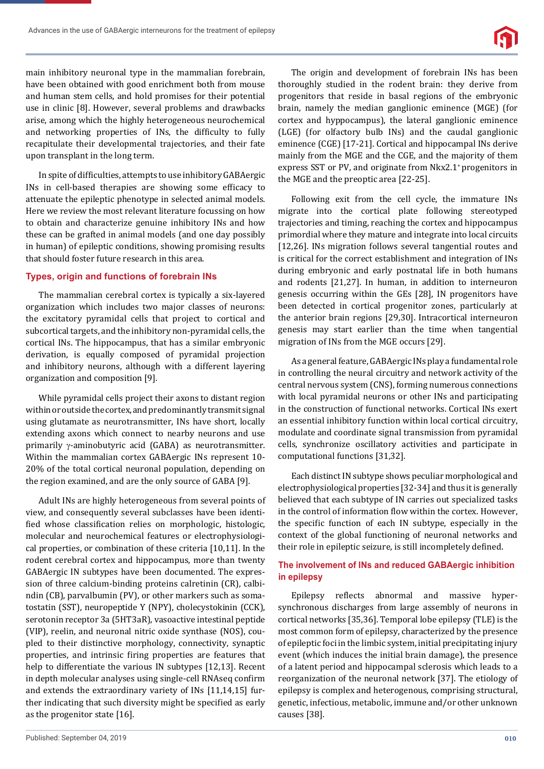main inhibitory neuronal type in the mammalian forebrain, have been obtained with good enrichment both from mouse and human stem cells, and hold promises for their potential use in clinic [8]. However, several problems and drawbacks arise, among which the highly heterogeneous neurochemical and networking properties of INs, the difficulty to fully recapitulate their developmental trajectories, and their fate upon transplant in the long term.

In spite of difficulties, attempts to use inhibitory GABAergic INs in cell-based therapies are showing some efficacy to attenuate the epileptic phenotype in selected animal models. Here we review the most relevant literature focussing on how to obtain and characterize genuine inhibitory INs and how these can be grafted in animal models (and one day possibly in human) of epileptic conditions, showing promising results that should foster future research in this area.

## Types, origin and functions of forebrain INs

The mammalian cerebral cortex is typically a six-layered organization which includes two major classes of neurons: the excitatory pyramidal cells that project to cortical and subcortical targets, and the inhibitory non-pyramidal cells, the cortical INs. The hippocampus, that has a similar embryonic derivation, is equally composed of pyramidal projection and inhibitory neurons, although with a different layering organization and composition [9].

While pyramidal cells project their axons to distant region within or outside the cortex, and predominantly transmit signal using glutamate as neurotransmitter, INs have short, locally extending axons which connect to nearby neurons and use primarily γ-aminobutyric acid (GABA) as neurotransmitter. Within the mammalian cortex GABAergic INs represent 10-20% of the total cortical neuronal population, depending on the region examined, and are the only source of GABA [9].

Adult INs are highly heterogeneous from several points of view, and consequently several subclasses have been identified whose classification relies on morphologic, histologic, molecular and neurochemical features or electrophysiological properties, or combination of these criteria [10,11]. In the rodent cerebral cortex and hippocampus, more than twenty GABAergic IN subtypes have been documented. The expression of three calcium-binding proteins calretinin (CR), calbindin (CB), parvalbumin (PV), or other markers such as somatostatin (SST), neuropeptide Y (NPY), cholecystokinin (CCK), serotonin receptor 3a (5HT3aR), vasoactive intestinal peptide (VIP), reelin, and neuronal nitric oxide synthase (NOS), coupled to their distinctive morphology, connectivity, synaptic properties, and intrinsic firing properties are features that help to differentiate the various IN subtypes [12,13]. Recent in depth molecular analyses using single-cell RNAseq confirm and extends the extraordinary variety of INs [11,14,15] further indicating that such diversity might be specified as early as the progenitor state [16].

The origin and development of forebrain INs has been thoroughly studied in the rodent brain: they derive from progenitors that reside in basal regions of the embryonic brain, namely the median ganglionic eminence (MGE) (for cortex and hyppocampus), the lateral ganglionic eminence (LGE) (for olfactory bulb INs) and the caudal ganglionic eminence (CGE) [17-21]. Cortical and hippocampal INs derive mainly from the MGE and the CGE, and the majority of them express SST or PV, and originate from Nkx2.1$^{+}$ progenitors in the MGE and the preoptic area [22-25].

Following exit from the cell cycle, the immature INs migrate into the cortical plate following stereotyped trajectories and timing, reaching the cortex and hippocampus primordial where they mature and integrate into local circuits [12,26]. INs migration follows several tangential routes and is critical for the correct establishment and integration of INs during embryonic and early postnatal life in both humans and rodents [21,27]. In human, in addition to interneuron genesis occurring within the GEs [28], IN progenitors have been detected in cortical progenitor zones, particularly at the anterior brain regions [29,30]. Intracortical interneuron genesis may start earlier than the time when tangential migration of INs from the MGE occurs [29].

As a general feature, GABAergic INs play a fundamental role in controlling the neural circuitry and network activity of the central nervous system (CNS), forming numerous connections with local pyramidal neurons or other INs and participating in the construction of functional networks. Cortical INs exert an essential inhibitory function within local cortical circuitry, modulate and coordinate signal transmission from pyramidal cells, synchronize oscillatory activities and participate in computational functions [31,32].

Each distinct IN subtype shows peculiar morphological and electrophysiological properties [32-34] and thus it is generally believed that each subtype of IN carries out specialized tasks in the control of information flow within the cortex. However, the specific function of each IN subtype, especially in the context of the global functioning of neuronal networks and their role in epileptic seizure, is still incompletely defined.

## The involvement of INs and reduced GABAergic inhibition in epilepsy

Epilepsy reflects abnormal and massive hyper-synchronous discharges from large assembly of neurons in cortical networks [35,36]. Temporal lobe epilepsy (TLE) is the most common form of epilepsy, characterized by the presence of epileptic foci in the limbic system, initial precipitating injury event (which induces the initial brain damage), the presence of a latent period and hippocampal sclerosis which leads to a reorganization of the neuronal network [37]. The etiology of epilepsy is complex and heterogenous, comprising structural, genetic, infectious, metabolic, immune and/or other unknown causes [38].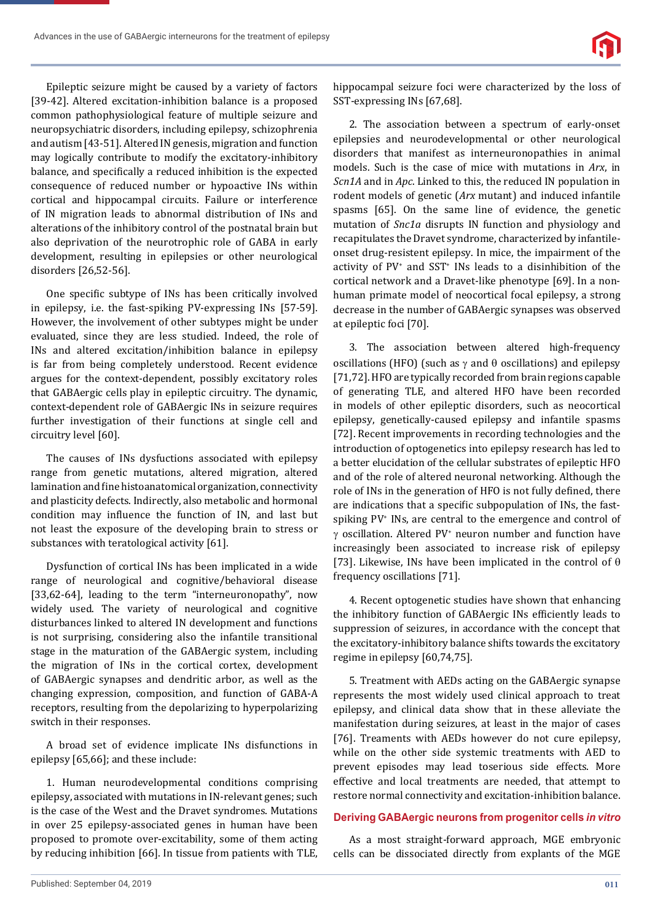Epileptic seizure might be caused by a variety of factors [39-42]. Altered excitation-inhibition balance is a proposed common pathophysiological feature of multiple seizure and neuropsychiatric disorders, including epilepsy, schizophrenia and autism [43-51]. Altered IN genesis, migration and function may logically contribute to modify the excitatory-inhibitory balance, and specifically a reduced inhibition is the expected consequence of reduced number or hypoactive INs within cortical and hippocampal circuits. Failure or interference of IN migration leads to abnormal distribution of INs and alterations of the inhibitory control of the postnatal brain but also deprivation of the neurotrophic role of GABA in early development, resulting in epilepsies or other neurological disorders [26,52-56].

One specific subtype of INs has been critically involved in epilepsy, i.e. the fast-spiking PV-expressing INs [57-59]. However, the involvement of other subtypes might be under evaluated, since they are less studied. Indeed, the role of INs and altered excitation/inhibition balance in epilepsy is far from being completely understood. Recent evidence argues for the context-dependent, possibly excitatory roles that GABAergic cells play in epileptic circuitry. The dynamic, context-dependent role of GABAergic INs in seizure requires further investigation of their functions at single cell and circuitry level [60].

The causes of INs dysfunctions associated with epilepsy range from genetic mutations, altered migration, altered lamination and fine histoanatomical organization, connectivity and plasticity defects. Indirectly, also metabolic and hormonal condition may influence the function of IN, and last but not least the exposure of the developing brain to stress or substances with teratological activity [61].

Dysfunction of cortical INs has been implicated in a wide range of neurological and cognitive/behavioral disease [33,62-64], leading to the term "interneuronopathy", now widely used. The variety of neurological and cognitive disturbances linked to altered IN development and functions is not surprising, considering also the infantile transitional stage in the maturation of the GABAergic system, including the migration of INs in the cortical cortex, development of GABAergic synapses and dendritic arbor, as well as the changing expression, composition, and function of GABA-A receptors, resulting from the depolarizing to hyperpolarizing switch in their responses.

A broad set of evidence implicate INs disfunctions in epilepsy [65,66]; and these include:

1. Human neurodevelopmental conditions comprising epilepsy, associated with mutations in IN-relevant genes; such is the case of the West and the Dravet syndromes. Mutations in over 25 epilepsy-associated genes in human have been proposed to promote over-excitability, some of them acting by reducing inhibition [66]. In tissue from patients with TLE, hippocampal seizure foci were characterized by the loss of SST-expressing INs [67,68].

2. The association between a spectrum of early-onset epilepsies and neurodevelopmental or other neurological disorders that manifest as interneuronopathies in animal models. Such is the case of mice with mutations in *Arx*, in *Scn1A* and in *Apc*. Linked to this, the reduced IN population in rodent models of genetic (*Arx* mutant) and induced infantile spasms [65]. On the same line of evidence, the genetic mutation of *Snc1a* disrupts IN function and physiology and recapitulates the Dravet syndrome, characterized by infantile-onset drug-resistent epilepsy. In mice, the impairment of the activity of PV$^+$ and SST$^+$ INs leads to a disinhibition of the cortical network and a Dravet-like phenotype [69]. In a non-human primate model of neocortical focal epilepsy, a strong decrease in the number of GABAergic synapses was observed at epileptic foci [70].

3. The association between altered high-frequency oscillations (HFO) (such as $\gamma$ and $\theta$ oscillations) and epilepsy [71,72]. HFO are typically recorded from brain regions capable of generating TLE, and altered HFO have been recorded in models of other epileptic disorders, such as neocortical epilepsy, genetically-caused epilepsy and infantile spasms [72]. Recent improvements in recording technologies and the introduction of optogenetics into epilepsy research has led to a better elucidation of the cellular substrates of epileptic HFO and of the role of altered neuronal networking. Although the role of INs in the generation of HFO is not fully defined, there are indications that a specific subpopulation of INs, the fast-spiking PV$^+$ INs, are central to the emergence and control of $\gamma$ oscillation. Altered PV$^+$ neuron number and function have increasingly been associated to increase risk of epilepsy [73]. Likewise, INs have been implicated in the control of $\theta$ frequency oscillations [71].

4. Recent optogenetic studies have shown that enhancing the inhibitory function of GABAergic INs efficiently leads to suppression of seizures, in accordance with the concept that the excitatory-inhibitory balance shifts towards the excitatory regime in epilepsy [60,74,75].

5. Treatment with AEDs acting on the GABAergic synapse represents the most widely used clinical approach to treat epilepsy, and clinical data show that in these alleviate the manifestation during seizures, at least in the major of cases [76]. Treaments with AEDs however do not cure epilepsy, while on the other side systemic treatments with AED to prevent episodes may lead toserious side effects. More effective and local treatments are needed, that attempt to restore normal connectivity and excitation-inhibition balance.

## Deriving GABAergic neurons from progenitor cells *in vitro*

As a most straight-forward approach, MGE embryonic cells can be dissociated directly from explants of the MGE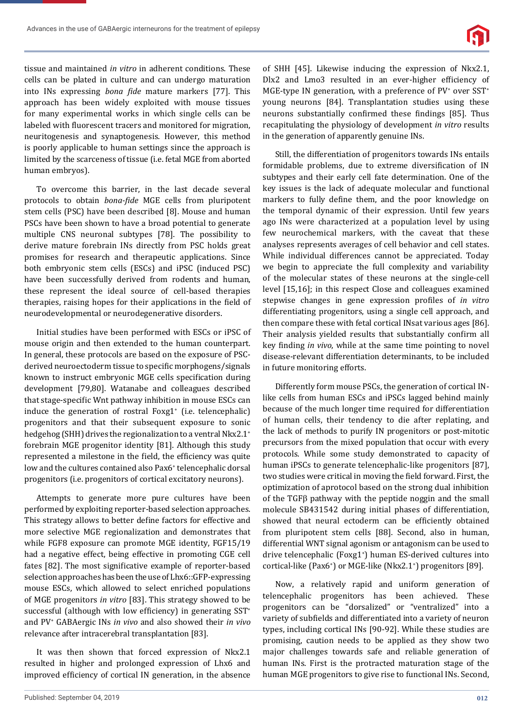tissue and maintained *in vitro* in adherent conditions. These cells can be plated in culture and can undergo maturation into INs expressing *bona fide* mature markers [77]. This approach has been widely exploited with mouse tissues for many experimental works in which single cells can be labeled with fluorescent tracers and monitored for migration, neuritogenesis and synaptogenesis. However, this method is poorly applicable to human settings since the approach is limited by the scarceness of tissue (i.e. fetal MGE from aborted human embryos).

To overcome this barrier, in the last decade several protocols to obtain *bona-fide* MGE cells from pluripotent stem cells (PSC) have been described [8]. Mouse and human PSCs have been shown to have a broad potential to generate multiple CNS neuronal subtypes [78]. The possibility to derive mature forebrain INs directly from PSC holds great promises for research and therapeutic applications. Since both embryonic stem cells (ESCs) and iPSC (induced PSC) have been successfully derived from rodents and human, these represent the ideal source of cell-based therapies therapies, raising hopes for their applications in the field of neurodevelopmental or neurodegenerative disorders.

Initial studies have been performed with ESCs or iPSC of mouse origin and then extended to the human counterpart. In general, these protocols are based on the exposure of PSC-derived neuroectoderm tissue to specific morphogens/signals known to instruct embryonic MGE cells specification during development [79,80]. Watanabe and colleagues described that stage-specific Wnt pathway inhibition in mouse ESCs can induce the generation of rostral Foxg1⁺ (i.e. telencephalic) progenitors and that their subsequent exposure to sonic hedgehog (SHH) drives the regionalization to a ventral Nkx2.1⁺ forebrain MGE progenitor identity [81]. Although this study represented a milestone in the field, the efficiency was quite low and the cultures contained also Pax6⁺ telencephalic dorsal progenitors (i.e. progenitors of cortical excitatory neurons).

Attempts to generate more pure cultures have been performed by exploiting reporter-based selection approaches. This strategy allows to better define factors for effective and more selective MGE regionalization and demonstrates that while FGF8 exposure can promote MGE identity, FGF15/19 had a negative effect, being effective in promoting CGE cell fates [82]. The most significative example of reporter-based selection approaches has been the use of Lhx6::GFP-expressing mouse ESCs, which allowed to select enriched populations of MGE progenitors *in vitro* [83]. This strategy showed to be successful (although with low efficiency) in generating SST⁺ and PV⁺ GABAergic INs *in vivo* and also showed their *in vivo* relevance after intracerebral transplantation [83].

It was then shown that forced expression of Nkx2.1 resulted in higher and prolonged expression of Lhx6 and improved efficiency of cortical IN generation, in the absence of SHH [45]. Likewise inducing the expression of Nkx2.1, Dlx2 and Lmo3 resulted in an ever-higher efficiency of MGE-type IN generation, with a preference of PV⁺ over SST⁺ young neurons [84]. Transplantation studies using these neurons substantially confirmed these findings [85]. Thus recapitulating the physiology of development *in vitro* results in the generation of apparently genuine INs.

Still, the differentiation of progenitors towards INs entails formidable problems, due to extreme diversification of IN subtypes and their early cell fate determination. One of the key issues is the lack of adequate molecular and functional markers to fully define them, and the poor knowledge on the temporal dynamic of their expression. Until few years ago INs were characterized at a population level by using few neurochemical markers, with the caveat that these analyses represents averages of cell behavior and cell states. While individual differences cannot be appreciated. Today we begin to appreciate the full complexity and variability of the molecular states of these neurons at the single-cell level [15,16]; in this respect Close and colleagues examined stepwise changes in gene expression profiles of *in vitro* differentiating progenitors, using a single cell approach, and then compare these with fetal cortical INsat various ages [86]. Their analysis yielded results that substantially confirm all key finding *in vivo*, while at the same time pointing to novel disease-relevant differentiation determinants, to be included in future monitoring efforts.

Differently form mouse PSCs, the generation of cortical IN-like cells from human ESCs and iPSCs lagged behind mainly because of the much longer time required for differentiation of human cells, their tendency to die after replating, and the lack of methods to purify IN progenitors or post-mitotic precursors from the mixed population that occur with every protocols. While some study demonstrated to capacity of human iPSCs to generate telencephalic-like progenitors [87], two studies were critical in moving the field forward. First, the optimization of aprotocol based on the strong dual inhibition of the TGFβ pathway with the peptide noggin and the small molecule SB431542 during initial phases of differentiation, showed that neural ectoderm can be efficiently obtained from pluripotent stem cells [88]. Second, also in human, differential WNT signal agonism or antagonism can be used to drive telencephalic (Foxg1⁺) human ES-derived cultures into cortical-like (Pax6⁺) or MGE-like (Nkx2.1⁺) progenitors [89].

Now, a relatively rapid and uniform generation of telencephalic progenitors has been achieved. These progenitors can be "dorsalized" or "ventralized" into a variety of subfields and differentiated into a variety of neuron types, including cortical INs [90-92]. While these studies are promising, caution needs to be applied as they show two major challenges towards safe and reliable generation of human INs. First is the protracted maturation stage of the human MGE progenitors to give rise to functional INs. Second,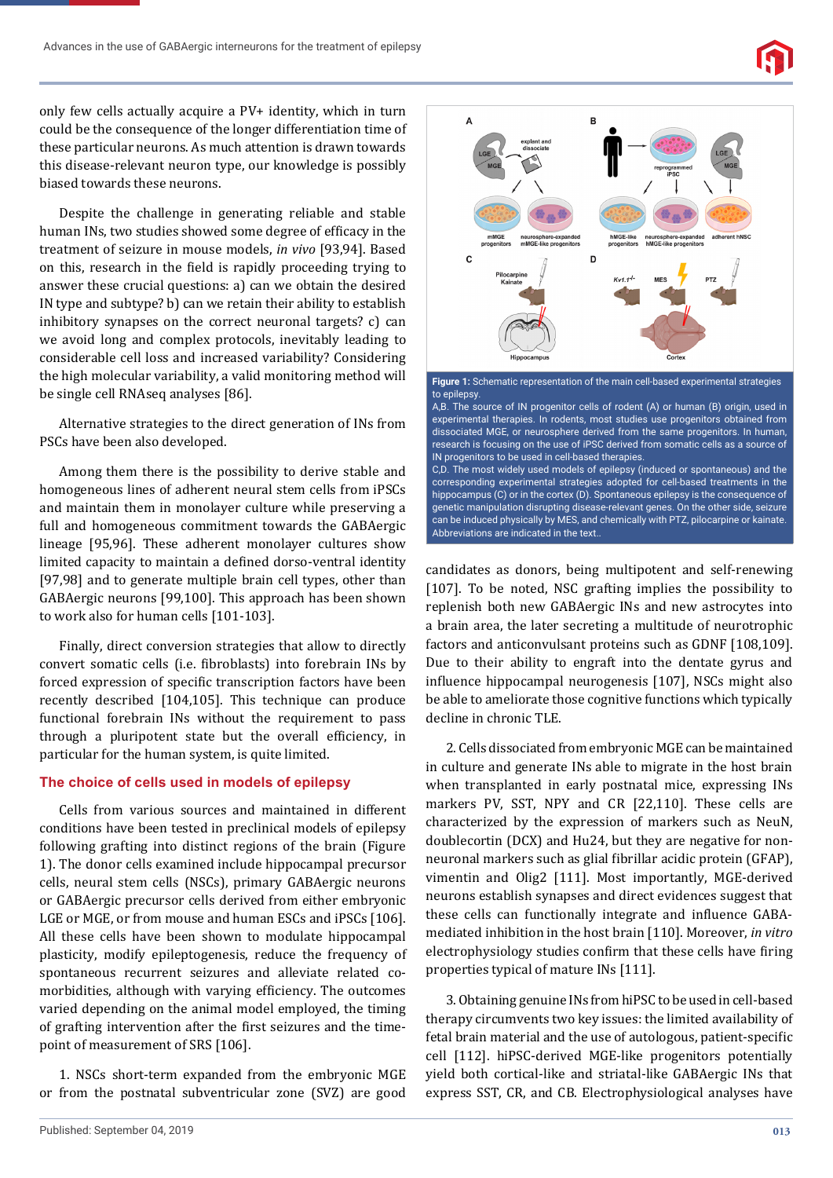only few cells actually acquire a PV+ identity, which in turn could be the consequence of the longer differentiation time of these particular neurons. As much attention is drawn towards this disease-relevant neuron type, our knowledge is possibly biased towards these neurons.

Despite the challenge in generating reliable and stable human INs, two studies showed some degree of efficacy in the treatment of seizure in mouse models, *in vivo* [93,94]. Based on this, research in the field is rapidly proceeding trying to answer these crucial questions: a) can we obtain the desired IN type and subtype? b) can we retain their ability to establish inhibitory synapses on the correct neuronal targets? c) can we avoid long and complex protocols, inevitably leading to considerable cell loss and increased variability? Considering the high molecular variability, a valid monitoring method will be single cell RNAseq analyses [86].

Alternative strategies to the direct generation of INs from PSCs have been also developed.

Among them there is the possibility to derive stable and homogeneous lines of adherent neural stem cells from iPSCs and maintain them in monolayer culture while preserving a full and homogeneous commitment towards the GABAergic lineage [95,96]. These adherent monolayer cultures show limited capacity to maintain a defined dorso-ventral identity [97,98] and to generate multiple brain cell types, other than GABAergic neurons [99,100]. This approach has been shown to work also for human cells [101-103].

Finally, direct conversion strategies that allow to directly convert somatic cells (i.e. fibroblasts) into forebrain INs by forced expression of specific transcription factors have been recently described [104,105]. This technique can produce functional forebrain INs without the requirement to pass through a pluripotent state but the overall efficiency, in particular for the human system, is quite limited.

## The choice of cells used in models of epilepsy

Cells from various sources and maintained in different conditions have been tested in preclinical models of epilepsy following grafting into distinct regions of the brain (Figure 1). The donor cells examined include hippocampal precursor cells, neural stem cells (NSCs), primary GABAergic neurons or GABAergic precursor cells derived from either embryonic LGE or MGE, or from mouse and human ESCs and iPSCs [106]. All these cells have been shown to modulate hippocampal plasticity, modify epileptogenesis, reduce the frequency of spontaneous recurrent seizures and alleviate related co-morbidities, although with varying efficiency. The outcomes varied depending on the animal model employed, the timing of grafting intervention after the first seizures and the time-point of measurement of SRS [106].

1. NSCs short-term expanded from the embryonic MGE or from the postnatal subventricular zone (SVZ) are good candidates as donors, being multipotent and self-renewing [107]. To be noted, NSC grafting implies the possibility to replenish both new GABAergic INs and new astrocytes into a brain area, the later secreting a multitude of neurotrophic factors and anticonvulsant proteins such as GDNF [108,109]. Due to their ability to graft into the dentate gyrus and influence hippocampal neurogenesis [107], NSCs might also be able to ameliorate those cognitive functions which typically decline in chronic TLE.

A

LGE

MGE

explant and dissociate

mMGE progenitors

neurosphere-expanded mMGE-like progenitors

B

reprogrammed iPSC

LGE

MGE

hMGE-like progenitors

neurosphere-expanded hMGE-like progenitors

adherent hNSC

C

Pilocarpine Kainate

Hippocampus

D

$Kv1.1^{-/-}$

MES

PTZ

Cortex

**Figure 1:** Schematic representation of the main cell-based experimental strategies to epilepsy.
A,B. The source of IN progenitor cells of rodent (A) or human (B) origin, used in experimental therapies. In rodents, most studies use progenitors obtained from dissociated MGE, or neurosphere derived from the same progenitors. In human, research is focusing on the use of iPSC derived from somatic cells as a source of IN progenitors to be used in cell-based therapies.
C,D. The most widely used models of epilepsy (induced or spontaneous) and the corresponding experimental strategies adopted for cell-based treatments in the hippocampus (C) or in the cortex (D). Spontaneous epilepsy is the consequence of genetic manipulation disrupting disease-relevant genes. On the other side, seizure can be induced physically by MES, and chemically with PTZ, pilocarpine or kainate. Abbreviations are indicated in the text..

2. Cells dissociated from embryonic MGE can be maintained in culture and generate INs able to migrate in the host brain when transplanted in early postnatal mice, expressing INs markers PV, SST, NPY and CR [22,110]. These cells are characterized by the expression of markers such as NeuN, doublecortin (DCX) and Hu24, but they are negative for non-neuronal markers such as glial fibrillar acidic protein (GFAP), vimentin and Olig2 [111]. Most importantly, MGE-derived neurons establish synapses and direct evidences suggest that these cells can functionally integrate and influence GABA-mediated inhibition in the host brain [110]. Moreover, *in vitro* electrophysiology studies confirm that these cells have firing properties typical of mature INs [111].

3. Obtaining genuine INs from hiPSC to be used in cell-based therapy circumvents two key issues: the limited availability of fetal brain material and the use of autologous, patient-specific cell [112]. hiPSC-derived MGE-like progenitors potentially yield both cortical-like and striatal-like GABAergic INs that express SST, CR, and CB. Electrophysiological analyses have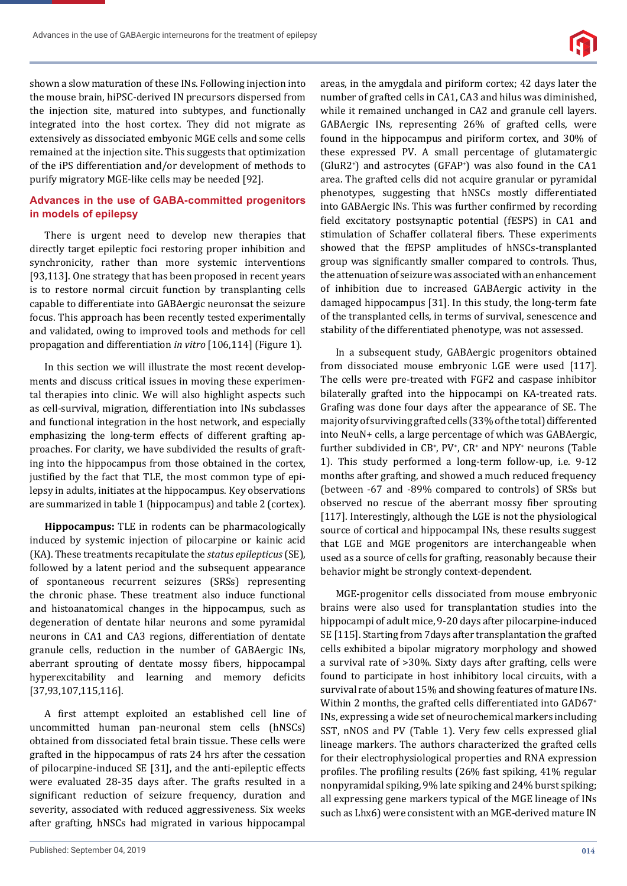shown a slow maturation of these INs. Following injection into the mouse brain, hiPSC-derived IN precursors dispersed from the injection site, matured into subtypes, and functionally integrated into the host cortex. They did not migrate as extensively as dissociated embyonic MGE cells and some cells remained at the injection site. This suggests that optimization of the iPS differentiation and/or development of methods to purify migratory MGE-like cells may be needed [92].

## Advances in the use of GABA-committed progenitors in models of epilepsy

There is urgent need to develop new therapies that directly target epileptic foci restoring proper inhibition and synchronicity, rather than more systemic interventions [93,113]. One strategy that has been proposed in recent years is to restore normal circuit function by transplanting cells capable to differentiate into GABAergic neuronsat the seizure focus. This approach has been recently tested experimentally and validated, owing to improved tools and methods for cell propagation and differentiation *in vitro* [106,114] (Figure 1).

In this section we will illustrate the most recent developments and discuss critical issues in moving these experimental therapies into clinic. We will also highlight aspects such as cell-survival, migration, differentiation into INs subclasses and functional integration in the host network, and especially emphasizing the long-term effects of different grafting approaches. For clarity, we have subdivided the results of grafting into the hippocampus from those obtained in the cortex, justified by the fact that TLE, the most common type of epilepsy in adults, initiates at the hippocampus. Key observations are summarized in table 1 (hippocampus) and table 2 (cortex).

**Hippocampus:** TLE in rodents can be pharmacologically induced by systemic injection of pilocarpine or kainic acid (KA). These treatments recapitulate the *status epilepticus* (SE), followed by a latent period and the subsequent appearance of spontaneous recurrent seizures (SRSs) representing the chronic phase. These treatment also induce functional and histoanatomical changes in the hippocampus, such as degeneration of dentate hilar neurons and some pyramidal neurons in CA1 and CA3 regions, differentiation of dentate granule cells, reduction in the number of GABAergic INs, aberrant sprouting of dentate mossy fibers, hippocampal hyperexcitability and learning and memory deficits [37,93,107,115,116].

A first attempt exploited an established cell line of uncommitted human pan-neuronal stem cells (hNSCs) obtained from dissociated fetal brain tissue. These cells were grafted in the hippocampus of rats 24 hrs after the cessation of pilocarpine-induced SE [31], and the anti-epileptic effects were evaluated 28-35 days after. The grafts resulted in a significant reduction of seizure frequency, duration and severity, associated with reduced aggressiveness. Six weeks after grafting, hNSCs had migrated in various hippocampal areas, in the amygdala and piriform cortex; 42 days later the number of grafted cells in CA1, CA3 and hilus was diminished, while it remained unchanged in CA2 and granule cell layers. GABAergic INs, representing 26% of grafted cells, were found in the hippocampus and piriform cortex, and 30% of these expressed PV. A small percentage of glutamatergic (GluR2+) and astrocytes (GFAP+) was also found in the CA1 area. The grafted cells did not acquire granular or pyramidal phenotypes, suggesting that hNSCs mostly differentiated into GABAergic INs. This was further confirmed by recording field excitatory postsynaptic potential (fESPS) in CA1 and stimulation of Schaffer collateral fibers. These experiments showed that the fEPSP amplitudes of hNSCs-transplanted group was significantly smaller compared to controls. Thus, the attenuation of seizure was associated with an enhancement of inhibition due to increased GABAergic activity in the damaged hippocampus [31]. In this study, the long-term fate of the transplanted cells, in terms of survival, senescence and stability of the differentiated phenotype, was not assessed.

In a subsequent study, GABAergic progenitors obtained from dissociated mouse embryonic LGE were used [117]. The cells were pre-treated with FGF2 and caspase inhibitor bilaterally grafted into the hippocampi on KA-treated rats. Grafing was done four days after the appearance of SE. The majority of surviving grafted cells (33% of the total) differentiated into NeuN+ cells, a large percentage of which was GABAergic, further subdivided in CB+, PV+, CR+ and NPY+ neurons (Table 1). This study performed a long-term follow-up, i.e. 9-12 months after grafting, and showed a much reduced frequency (between -67 and -89% compared to controls) of SRSs but observed no rescue of the aberrant mossy fiber sprouting [117]. Interestingly, although the LGE is not the physiological source of cortical and hippocampal INs, these results suggest that LGE and MGE progenitors are interchangeable when used as a source of cells for grafting, reasonably because their behavior might be strongly context-dependent.

MGE-progenitor cells dissociated from mouse embryonic brains were also used for transplantation studies into the hippocampi of adult mice, 9-20 days after pilocarpine-induced SE [115]. Starting from 7days after transplantation the grafted cells exhibited a bipolar migratory morphology and showed a survival rate of >30%. Sixty days after grafting, cells were found to participate in host inhibitory local circuits, with a survival rate of about 15% and showing features of mature INs. Within 2 months, the grafted cells differentiated into GAD67+ INs, expressing a wide set of neurochemical markers including SST, nNOS and PV (Table 1). Very few cells expressed glial lineage markers. The authors characterized the grafted cells for their electrophysiological properties and RNA expression profiles. The profiling results (26% fast spiking, 41% regular nonpyramidal spiking, 9% late spiking and 24% burst spiking; all expressing gene markers typical of the MGE lineage of INs such as Lhx6) were consistent with an MGE-derived mature IN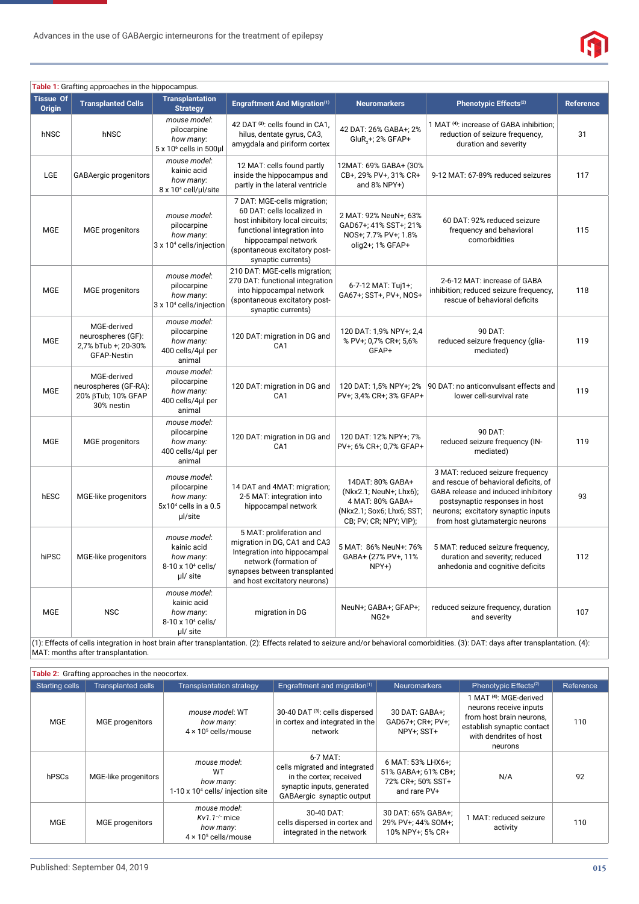**Table 1:** Grafting approaches in the hippocampus.

| Tissue Of Origin | Transplanted Cells | Transplantation Strategy | Engraftment And Migration[1] | Neuromarkers | Phenotypic Effects[2] | Reference |
|---|---|---|---|---|---|---|
| hNSC | hNSC | *mouse model*: pilocarpine *how many*: 5 x $10^5$ cells in 500µl | 42 DAT [3]: cells found in CA1, hilus, dentate gyrus, CA3, amygdala and piriform cortex | 42 DAT: 26% GABA+; 2% $GluR_2$+; 2% GFAP+ | 1 MAT [4]: increase of GABA inhibition; reduction of seizure frequency, duration and severity | 31 |
| LGE | GABAergic progenitors | *mouse model*: kainic acid *how many*: 8 x $10^4$ cell/µl/site | 12 MAT: cells found partly inside the hippocampus and partly in the lateral ventricle | 12MAT: 69% GABA+ (30% CB+, 29% PV+, 31% CR+ and 8% NPY+) | 9-12 MAT: 67-89% reduced seizures | 117 |
| MGE | MGE progenitors | *mouse model*: pilocarpine *how many*: 3 x $10^4$ cells/injection | 7 DAT: MGE-cells migration; 60 DAT: cells localized in host inhibitory local circuits; functional integration into hippocampal network (spontaneous excitatory post-synaptic currents) | 2 MAT: 92% NeuN+; 63% GAD67+; 41% SST+; 21% NOS+; 7.7% PV+; 1.8% olig2+; 1% GFAP+ | 60 DAT: 92% reduced seizure frequency and behavioral comorbidities | 115 |
| MGE | MGE progenitors | *mouse model*: pilocarpine *how many*: 3 x $10^4$ cells/injection | 210 DAT: MGE-cells migration; 270 DAT: functional integration into hippocampal network (spontaneous excitatory post-synaptic currents) | 6-7-12 MAT: Tuj1+; GA67+; SST+, PV+, NOS+ | 2-6-12 MAT: increase of GABA inhibition; reduced seizure frequency, rescue of behavioral deficits | 118 |
| MGE | MGE-derived neurospheres (GF): 2,7% bTub +; 20-30% GFAP-Nestin | *mouse model*: pilocarpine *how many*: 400 cells/4µl per animal | 120 DAT: migration in DG and CA1 | 120 DAT: 1,9% NPY+; 2,4 % PV+; 0,7% CR+; 5,6% GFAP+ | 90 DAT: reduced seizure frequency (glia-mediated) | 119 |
| MGE | MGE-derived neurospheres (GF-RA): 20% βTub; 10% GFAP 30% nestin | *mouse model*: pilocarpine *how many*: 400 cells/4µl per animal | 120 DAT: migration in DG and CA1 | 120 DAT: 1,5% NPY+; 2% PV+; 3,4% CR+; 3% GFAP+ | 90 DAT: no anticonvulsant effects and lower cell-survival rate | 119 |
| MGE | MGE progenitors | *mouse model*: pilocarpine *how many*: 400 cells/4µl per animal | 120 DAT: migration in DG and CA1 | 120 DAT: 12% NPY+; 7% PV+; 6% CR+; 0,7% GFAP+ | 90 DAT: reduced seizure frequency (IN-mediated) | 119 |
| hESC | MGE-like progenitors | *mouse model*: pilocarpine *how many*: 5x$10^4$ cells in a 0.5 µl/site | 14 DAT and 4MAT: migration; 2-5 MAT: integration into hippocampal network | 14DAT: 80% GABA+ (Nkx2.1; NeuN+; Lhx6); 4 MAT: 80% GABA+ (Nkx2.1; Sox6; Lhx6; SST; CB; PV; CR; NPY; VIP); | 3 MAT: reduced seizure frequency and rescue of behavioral deficits, of GABA release and induced inhibitory postsynaptic responses in host neurons; excitatory synaptic inputs from host glutamatergic neurons | 93 |
| hiPSC | MGE-like progenitors | *mouse model*: kainic acid *how many*: 8-10 x $10^4$ cells/ µl/ site | 5 MAT: proliferation and migration in DG, CA1 and CA3 Integration into hippocampal network (formation of synapses between transplanted and host excitatory neurons) | 5 MAT: 86% NeuN+: 76% GABA+ (27% PV+, 11% NPY+) | 5 MAT: reduced seizure frequency, duration and severity; reduced anhedonia and cognitive deficits | 112 |
| MGE | NSC | *mouse model*: kainic acid *how many*: 8-10 x $10^4$ cells/ µl/ site | migration in DG | NeuN+; GABA+; GFAP+; NG2+ | reduced seizure frequency, duration and severity | 107 |

(1): Effects of cells integration in host brain after transplantation. (2): Effects related to seizure and/or behavioral comorbidities. (3): DAT: days after transplantation. (4): MAT: months after transplantation.

**Table 2:** Grafting approaches in the neocortex.

| Starting cells | Transplanted cells | Transplantation strategy | Engraftment and migration[1] | Neuromarkers | Phenotypic Effects[2] | Reference |
|---|---|---|---|---|---|---|
| MGE | MGE progenitors | *mouse model*: WT *how many*: 4 × $10^5$ cells/mouse | 30-40 DAT [3]: cells dispersed in cortex and integrated in the network | 30 DAT: GABA+; GAD67+; CR+; PV+; NPY+; SST+ | 1 MAT [4]: MGE-derived neurons receive inputs from host brain neurons, establish synaptic contact with dendrites of host neurons | 110 |
| hPSCs | MGE-like progenitors | *mouse model*: WT *how many*: 1-10 x $10^4$ cells/ injection site | 6-7 MAT: cells migrated and integrated in the cortex; received synaptic inputs, generated GABAergic synaptic output | 6 MAT: 53% LHX6+; 51% GABA+; 61% CB+; 72% CR+; 50% SST+ and rare PV+ | N/A | 92 |
| MGE | MGE progenitors | *mouse model*: *Kv1.1*$^{-/-}$ mice *how many*: 4 × $10^5$ cells/mouse | 30-40 DAT: cells dispersed in cortex and integrated in the network | 30 DAT: 65% GABA+; 29% PV+; 44% SOM+; 10% NPY+; 5% CR+ | 1 MAT: reduced seizure activity | 110 |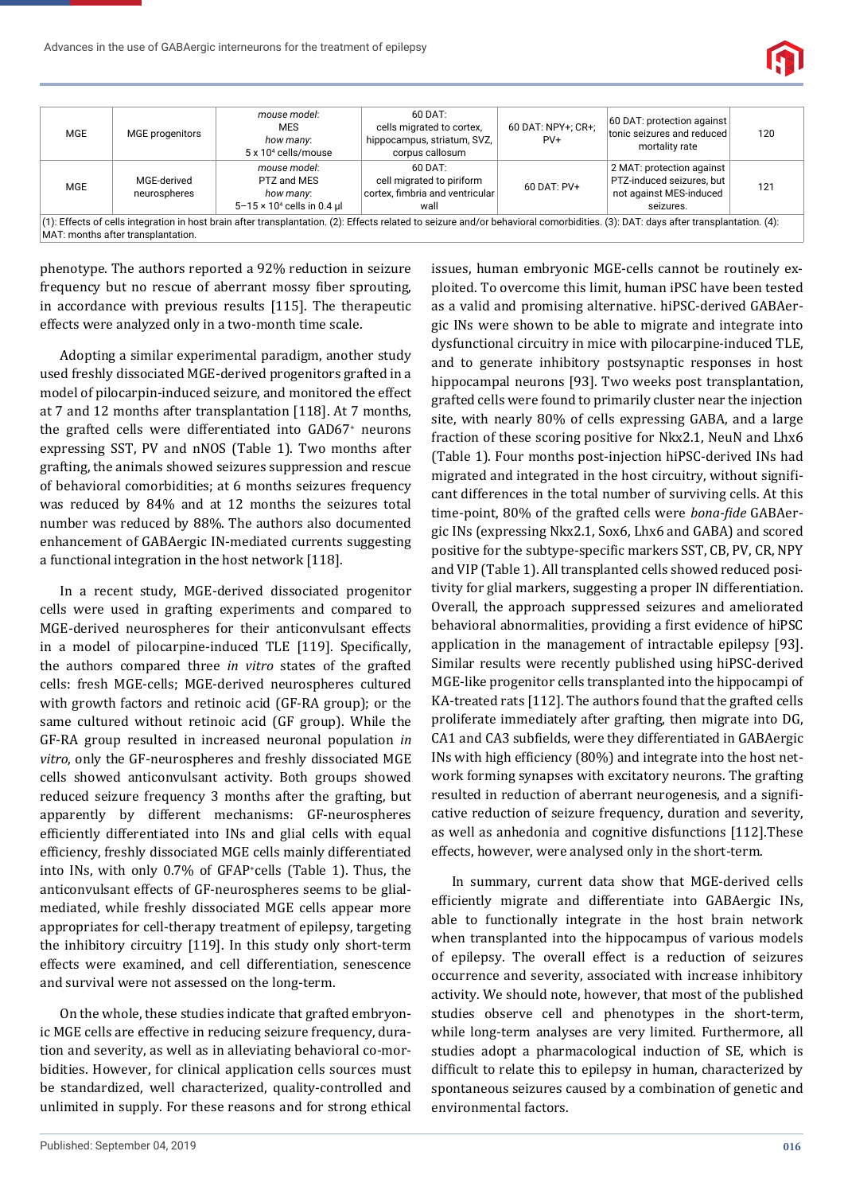| | | | | | | |
|---|---|---|---|---|---|---|
| MGE | MGE progenitors | *mouse model*: MES *how many*: 5 x $10^4$ cells/mouse | 60 DAT: cells migrated to cortex, hippocampus, striatum, SVZ, corpus callosum | 60 DAT: NPY+; CR+; PV+ | 60 DAT: protection against tonic seizures and reduced mortality rate | 120 |
| MGE | MGE-derived neurospheres | *mouse model*: PTZ and MES *how many*: 5–15 × $10^4$ cells in 0.4 µl | 60 DAT: cell migrated to piriform cortex, fimbria and ventricular wall | 60 DAT: PV+ | 2 MAT: protection against PTZ-induced seizures, but not against MES-induced seizures. | 121 |

(1): Effects of cells integration in host brain after transplantation. (2): Effects related to seizure and/or behavioral comorbidities. (3): DAT: days after transplantation. (4): MAT: months after transplantation.

phenotype. The authors reported a 92% reduction in seizure frequency but no rescue of aberrant mossy fiber sprouting, in accordance with previous results [115]. The therapeutic effects were analyzed only in a two-month time scale.

Adopting a similar experimental paradigm, another study used freshly dissociated MGE-derived progenitors grafted in a model of pilocarpin-induced seizure, and monitored the effect at 7 and 12 months after transplantation [118]. At 7 months, the grafted cells were differentiated into GAD67+ neurons expressing SST, PV and nNOS (Table 1). Two months after grafting, the animals showed seizures suppression and rescue of behavioral comorbidities; at 6 months seizures frequency was reduced by 84% and at 12 months the seizures total number was reduced by 88%. The authors also documented enhancement of GABAergic IN-mediated currents suggesting a functional integration in the host network [118].

In a recent study, MGE-derived dissociated progenitor cells were used in grafting experiments and compared to MGE-derived neurospheres for their anticonvulsant effects in a model of pilocarpine-induced TLE [119]. Specifically, the authors compared three *in vitro* states of the grafted cells: fresh MGE-cells; MGE-derived neurospheres cultured with growth factors and retinoic acid (GF-RA group); or the same cultured without retinoic acid (GF group). While the GF-RA group resulted in increased neuronal population *in vitro*, only the GF-neurospheres and freshly dissociated MGE cells showed anticonvulsant activity. Both groups showed reduced seizure frequency 3 months after the grafting, but apparently by different mechanisms: GF-neurospheres efficiently differentiated into INs and glial cells with equal efficiency, freshly dissociated MGE cells mainly differentiated into INs, with only 0.7% of GFAP+cells (Table 1). Thus, the anticonvulsant effects of GF-neurospheres seems to be glial-mediated, while freshly dissociated MGE cells appear more appropriates for cell-therapy treatment of epilepsy, targeting the inhibitory circuitry [119]. In this study only short-term effects were examined, and cell differentiation, senescence and survival were not assessed on the long-term.

On the whole, these studies indicate that grafted embryonic MGE cells are effective in reducing seizure frequency, duration and severity, as well as in alleviating behavioral co-morbidities. However, for clinical application cells sources must be standardized, well characterized, quality-controlled and unlimited in supply. For these reasons and for strong ethical issues, human embryonic MGE-cells cannot be routinely exploited. To overcome this limit, human iPSC have been tested as a valid and promising alternative. hiPSC-derived GABAergic INs were shown to be able to migrate and integrate into dysfunctional circuitry in mice with pilocarpine-induced TLE, and to generate inhibitory postsynaptic responses in host hippocampal neurons [93]. Two weeks post transplantation, grafted cells were found to primarily cluster near the injection site, with nearly 80% of cells expressing GABA, and a large fraction of these scoring positive for Nkx2.1, NeuN and Lhx6 (Table 1). Four months post-injection hiPSC-derived INs had migrated and integrated in the host circuitry, without significant differences in the total number of surviving cells. At this time-point, 80% of the grafted cells were *bona-fide* GABAergic INs (expressing Nkx2.1, Sox6, Lhx6 and GABA) and scored positive for the subtype-specific markers SST, CB, PV, CR, NPY and VIP (Table 1). All transplanted cells showed reduced positivity for glial markers, suggesting a proper IN differentiation. Overall, the approach suppressed seizures and ameliorated behavioral abnormalities, providing a first evidence of hiPSC application in the management of intractable epilepsy [93]. Similar results were recently published using hiPSC-derived MGE-like progenitor cells transplanted into the hippocampi of KA-treated rats [112]. The authors found that the grafted cells proliferate immediately after grafting, then migrate into DG, CA1 and CA3 subfields, were they differentiated in GABAergic INs with high efficiency (80%) and integrate into the host network forming synapses with excitatory neurons. The grafting resulted in reduction of aberrant neurogenesis, and a significative reduction of seizure frequency, duration and severity, as well as anhedonia and cognitive disfunctions [112].These effects, however, were analysed only in the short-term.

In summary, current data show that MGE-derived cells efficiently migrate and differentiate into GABAergic INs, able to functionally integrate in the host brain network when transplanted into the hippocampus of various models of epilepsy. The overall effect is a reduction of seizures occurrence and severity, associated with increase inhibitory activity. We should note, however, that most of the published studies observe cell and phenotypes in the short-term, while long-term analyses are very limited. Furthermore, all studies adopt a pharmacological induction of SE, which is difficult to relate this to epilepsy in human, characterized by spontaneous seizures caused by a combination of genetic and environmental factors.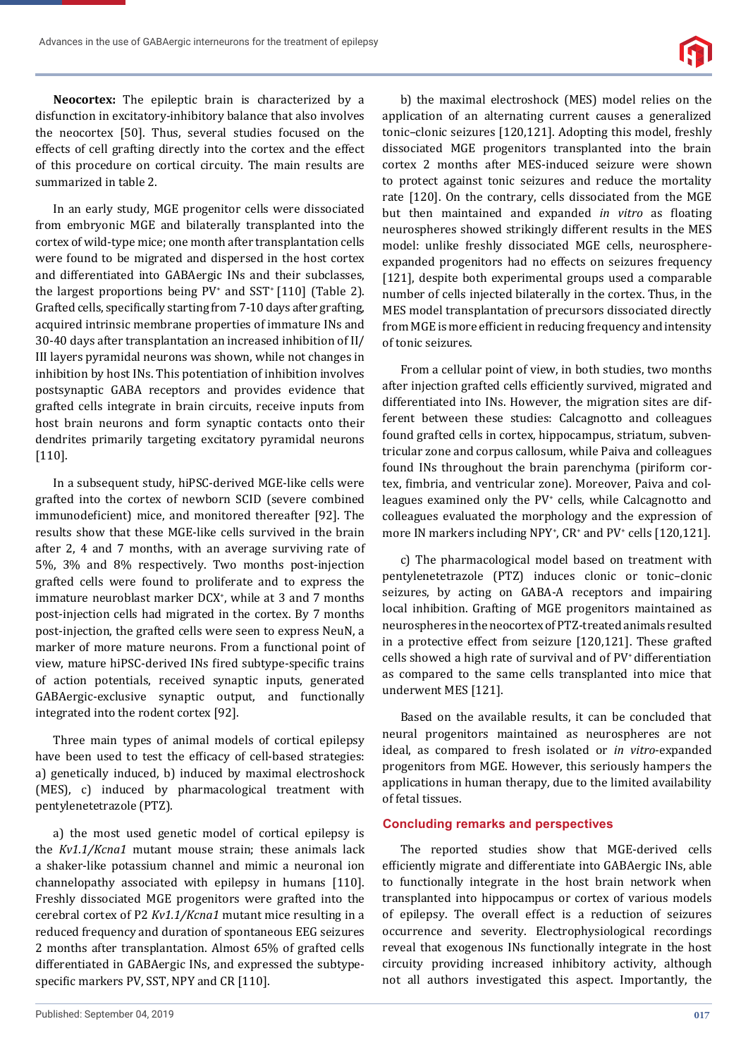**Neocortex:** The epileptic brain is characterized by a disfunction in excitatory-inhibitory balance that also involves the neocortex [50]. Thus, several studies focused on the effects of cell grafting directly into the cortex and the effect of this procedure on cortical circuitry. The main results are summarized in table 2.

In an early study, MGE progenitor cells were dissociated from embryonic MGE and bilaterally transplanted into the cortex of wild-type mice; one month after transplantation cells were found to be migrated and dispersed in the host cortex and differentiated into GABAergic INs and their subclasses, the largest proportions being PV[+] and SST[+] [110] (Table 2). Grafted cells, specifically starting from 7-10 days after grafting, acquired intrinsic membrane properties of immature INs and 30-40 days after transplantation an increased inhibition of II/III layers pyramidal neurons was shown, while not changes in inhibition by host INs. This potentiation of inhibition involves postsynaptic GABA receptors and provides evidence that grafted cells integrate in brain circuits, receive inputs from host brain neurons and form synaptic contacts onto their dendrites primarily targeting excitatory pyramidal neurons [110].

In a subsequent study, hiPSC-derived MGE-like cells were grafted into the cortex of newborn SCID (severe combined immunodeficient) mice, and monitored thereafter [92]. The results show that these MGE-like cells survived in the brain after 2, 4 and 7 months, with an average surviving rate of 5%, 3% and 8% respectively. Two months post-injection grafted cells were found to proliferate and to express the immature neuroblast marker DCX[+], while at 3 and 7 months post-injection cells had migrated in the cortex. By 7 months post-injection, the grafted cells were seen to express NeuN, a marker of more mature neurons. From a functional point of view, mature hiPSC-derived INs fired subtype-specific trains of action potentials, received synaptic inputs, generated GABAergic-exclusive synaptic output, and functionally integrated into the rodent cortex [92].

Three main types of animal models of cortical epilepsy have been used to test the efficacy of cell-based strategies: a) genetically induced, b) induced by maximal electroshock (MES), c) induced by pharmacological treatment with pentylenetetrazole (PTZ).

a) the most used genetic model of cortical epilepsy is the *Kv1.1/Kcna1* mutant mouse strain; these animals lack a shaker-like potassium channel and mimic a neuronal ion channelopathy associated with epilepsy in humans [110]. Freshly dissociated MGE progenitors were grafted into the cerebral cortex of P2 *Kv1.1/Kcna1* mutant mice resulting in a reduced frequency and duration of spontaneous EEG seizures 2 months after transplantation. Almost 65% of grafted cells differentiated in GABAergic INs, and expressed the subtype-specific markers PV, SST, NPY and CR [110].

b) the maximal electroshock (MES) model relies on the application of an alternating current causes a generalized tonic–clonic seizures [120,121]. Adopting this model, freshly dissociated MGE progenitors transplanted into the brain cortex 2 months after MES-induced seizure were shown to protect against tonic seizures and reduce the mortality rate [120]. On the contrary, cells dissociated from the MGE but then maintained and expanded *in vitro* as floating neurospheres showed strikingly different results in the MES model: unlike freshly dissociated MGE cells, neurosphere-expanded progenitors had no effects on seizures frequency [121], despite both experimental groups used a comparable number of cells injected bilaterally in the cortex. Thus, in the MES model transplantation of precursors dissociated directly from MGE is more efficient in reducing frequency and intensity of tonic seizures.

From a cellular point of view, in both studies, two months after injection grafted cells efficiently survived, migrated and differentiated into INs. However, the migration sites are different between these studies: Calcagnotto and colleagues found grafted cells in cortex, hippocampus, striatum, subventricular zone and corpus callosum, while Paiva and colleagues found INs throughout the brain parenchyma (piriform cortex, fimbria, and ventricular zone). Moreover, Paiva and colleagues examined only the PV[+] cells, while Calcagnotto and colleagues evaluated the morphology and the expression of more IN markers including NPY[+], CR[+] and PV[+] cells [120,121].

c) The pharmacological model based on treatment with pentylenetetrazole (PTZ) induces clonic or tonic–clonic seizures, by acting on GABA-A receptors and impairing local inhibition. Grafting of MGE progenitors maintained as neurospheres in the neocortex of PTZ-treated animals resulted in a protective effect from seizure [120,121]. These grafted cells showed a high rate of survival and of PV[+] differentiation as compared to the same cells transplanted into mice that underwent MES [121].

Based on the available results, it can be concluded that neural progenitors maintained as neurospheres are not ideal, as compared to fresh isolated or *in vitro*-expanded progenitors from MGE. However, this seriously hampers the applications in human therapy, due to the limited availability of fetal tissues.

## Concluding remarks and perspectives

The reported studies show that MGE-derived cells efficiently migrate and differentiate into GABAergic INs, able to functionally integrate in the host brain network when transplanted into hippocampus or cortex of various models of epilepsy. The overall effect is a reduction of seizures occurrence and severity. Electrophysiological recordings reveal that exogenous INs functionally integrate in the host circuity providing increased inhibitory activity, although not all authors investigated this aspect. Importantly, the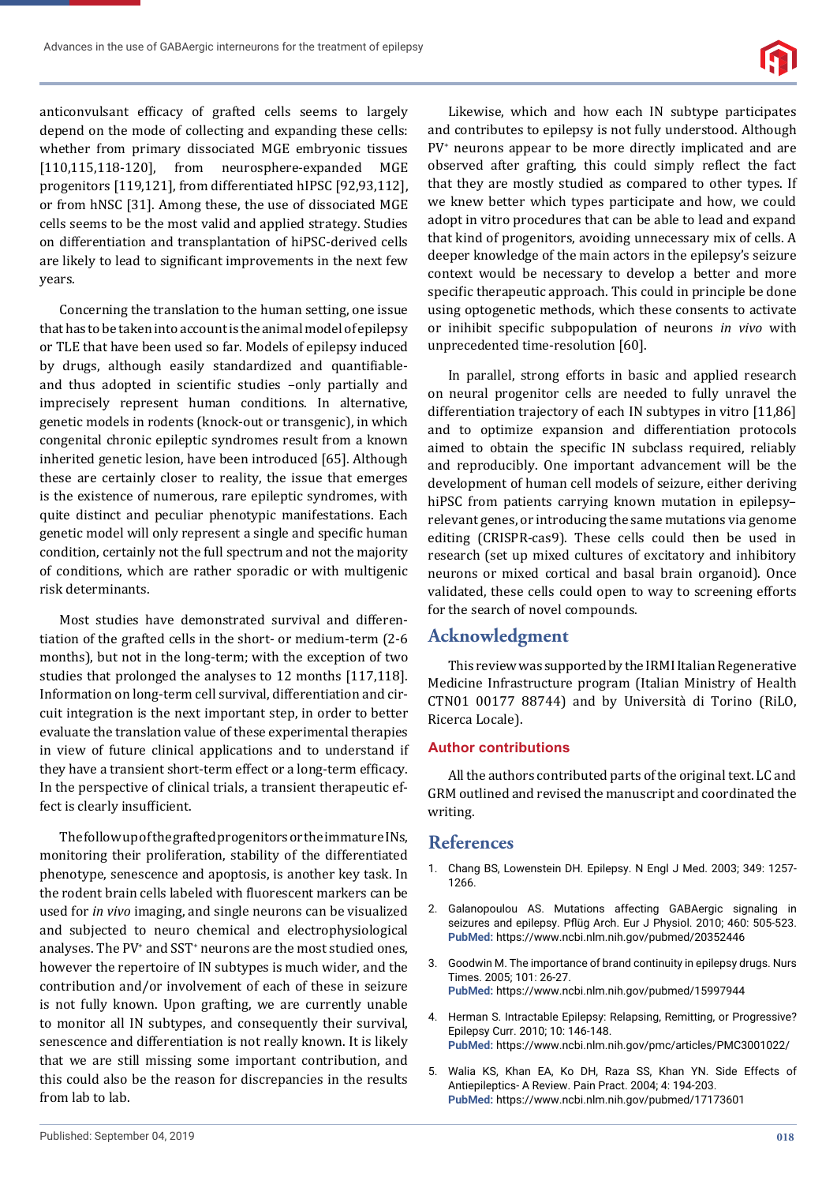anticonvulsant efficacy of grafted cells seems to largely depend on the mode of collecting and expanding these cells: whether from primary dissociated MGE embryonic tissues [110,115,118-120], from neurosphere-expanded MGE progenitors [119,121], from differentiated hIPSC [92,93,112], or from hNSC [31]. Among these, the use of dissociated MGE cells seems to be the most valid and applied strategy. Studies on differentiation and transplantation of hiPSC-derived cells are likely to lead to significant improvements in the next few years.

Concerning the translation to the human setting, one issue that has to be taken into account is the animal model of epilepsy or TLE that have been used so far. Models of epilepsy induced by drugs, although easily standardized and quantifiable- and thus adopted in scientific studies –only partially and imprecisely represent human conditions. In alternative, genetic models in rodents (knock-out or transgenic), in which congenital chronic epileptic syndromes result from a known inherited genetic lesion, have been introduced [65]. Although these are certainly closer to reality, the issue that emerges is the existence of numerous, rare epileptic syndromes, with quite distinct and peculiar phenotypic manifestations. Each genetic model will only represent a single and specific human condition, certainly not the full spectrum and not the majority of conditions, which are rather sporadic or with multigenic risk determinants.

Most studies have demonstrated survival and differentiation of the grafted cells in the short- or medium-term (2-6 months), but not in the long-term; with the exception of two studies that prolonged the analyses to 12 months [117,118]. Information on long-term cell survival, differentiation and circuit integration is the next important step, in order to better evaluate the translation value of these experimental therapies in view of future clinical applications and to understand if they have a transient short-term effect or a long-term efficacy. In the perspective of clinical trials, a transient therapeutic effect is clearly insufficient.

The follow up of the grafted progenitors or the immature INs, monitoring their proliferation, stability of the differentiated phenotype, senescence and apoptosis, is another key task. In the rodent brain cells labeled with fluorescent markers can be used for *in vivo* imaging, and single neurons can be visualized and subjected to neuro chemical and electrophysiological analyses. The PV+ and SST+ neurons are the most studied ones, however the repertoire of IN subtypes is much wider, and the contribution and/or involvement of each of these in seizure is not fully known. Upon grafting, we are currently unable to monitor all IN subtypes, and consequently their survival, senescence and differentiation is not really known. It is likely that we are still missing some important contribution, and this could also be the reason for discrepancies in the results from lab to lab.

Likewise, which and how each IN subtype participates and contributes to epilepsy is not fully understood. Although PV+ neurons appear to be more directly implicated and are observed after grafting, this could simply reflect the fact that they are mostly studied as compared to other types. If we knew better which types participate and how, we could adopt in vitro procedures that can be able to lead and expand that kind of progenitors, avoiding unnecessary mix of cells. A deeper knowledge of the main actors in the epilepsy's seizure context would be necessary to develop a better and more specific therapeutic approach. This could in principle be done using optogenetic methods, which these consents to activate or inhibit specific subpopulation of neurons *in vivo* with unprecedented time-resolution [60].

In parallel, strong efforts in basic and applied research on neural progenitor cells are needed to fully unravel the differentiation trajectory of each IN subtypes in vitro [11,86] and to optimize expansion and differentiation protocols aimed to obtain the specific IN subclass required, reliably and reproducibly. One important advancement will be the development of human cell models of seizure, either deriving hiPSC from patients carrying known mutation in epilepsy–relevant genes, or introducing the same mutations via genome editing (CRISPR-cas9). These cells could then be used in research (set up mixed cultures of excitatory and inhibitory neurons or mixed cortical and basal brain organoid). Once validated, these cells could open to way to screening efforts for the search of novel compounds.

## Acknowledgment

This review was supported by the IRMI Italian Regenerative Medicine Infrastructure program (Italian Ministry of Health CTN01 00177 88744) and by Università di Torino (RiLO, Ricerca Locale).

### Author contributions

All the authors contributed parts of the original text. LC and GRM outlined and revised the manuscript and coordinated the writing.

## References

1. Chang BS, Lowenstein DH. Epilepsy. N Engl J Med. 2003; 349: 1257-1266.
2. Galanopoulou AS. Mutations affecting GABAergic signaling in seizures and epilepsy. Pflüg Arch. Eur J Physiol. 2010; 460: 505-523. **PubMed:** https://www.ncbi.nlm.nih.gov/pubmed/20352446
3. Goodwin M. The importance of brand continuity in epilepsy drugs. Nurs Times. 2005; 101: 26-27. **PubMed:** https://www.ncbi.nlm.nih.gov/pubmed/15997944
4. Herman S. Intractable Epilepsy: Relapsing, Remitting, or Progressive? Epilepsy Curr. 2010; 10: 146-148. **PubMed:** https://www.ncbi.nlm.nih.gov/pmc/articles/PMC3001022/
5. Walia KS, Khan EA, Ko DH, Raza SS, Khan YN. Side Effects of Antiepileptics- A Review. Pain Pract. 2004; 4: 194-203. **PubMed:** https://www.ncbi.nlm.nih.gov/pubmed/17173601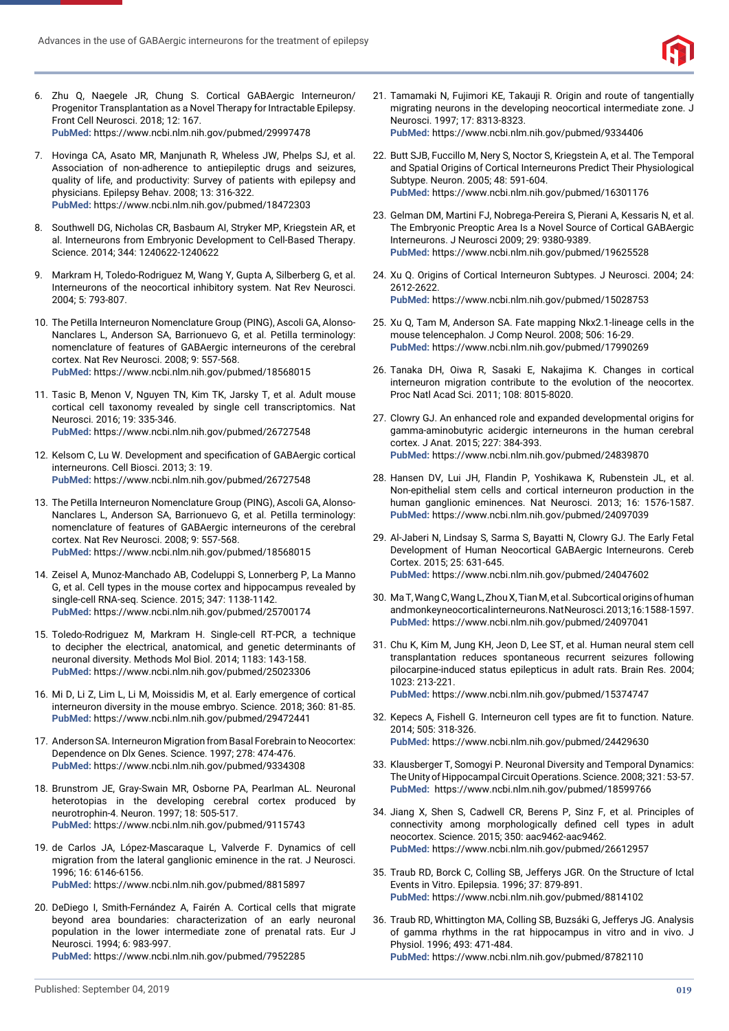6. Zhu Q, Naegele JR, Chung S. Cortical GABAergic Interneuron/Progenitor Transplantation as a Novel Therapy for Intractable Epilepsy. Front Cell Neurosci. 2018; 12: 167.
**PubMed:** https://www.ncbi.nlm.nih.gov/pubmed/29997478

7. Hovinga CA, Asato MR, Manjunath R, Wheless JW, Phelps SJ, et al. Association of non-adherence to antiepileptic drugs and seizures, quality of life, and productivity: Survey of patients with epilepsy and physicians. Epilepsy Behav. 2008; 13: 316-322.
**PubMed:** https://www.ncbi.nlm.nih.gov/pubmed/18472303

8. Southwell DG, Nicholas CR, Basbaum AI, Stryker MP, Kriegstein AR, et al. Interneurons from Embryonic Development to Cell-Based Therapy. Science. 2014; 344: 1240622-1240622

9. Markram H, Toledo-Rodriguez M, Wang Y, Gupta A, Silberberg G, et al. Interneurons of the neocortical inhibitory system. Nat Rev Neurosci. 2004; 5: 793-807.

10. The Petilla Interneuron Nomenclature Group (PING), Ascoli GA, Alonso-Nanclares L, Anderson SA, Barrionuevo G, et al. Petilla terminology: nomenclature of features of GABAergic interneurons of the cerebral cortex. Nat Rev Neurosci. 2008; 9: 557-568.
**PubMed:** https://www.ncbi.nlm.nih.gov/pubmed/18568015

11. Tasic B, Menon V, Nguyen TN, Kim TK, Jarsky T, et al. Adult mouse cortical cell taxonomy revealed by single cell transcriptomics. Nat Neurosci. 2016; 19: 335-346.
**PubMed:** https://www.ncbi.nlm.nih.gov/pubmed/26727548

12. Kelsom C, Lu W. Development and specification of GABAergic cortical interneurons. Cell Biosci. 2013; 3: 19.
**PubMed:** https://www.ncbi.nlm.nih.gov/pubmed/26727548

13. The Petilla Interneuron Nomenclature Group (PING), Ascoli GA, Alonso-Nanclares L, Anderson SA, Barrionuevo G, et al. Petilla terminology: nomenclature of features of GABAergic interneurons of the cerebral cortex. Nat Rev Neurosci. 2008; 9: 557-568.
**PubMed:** https://www.ncbi.nlm.nih.gov/pubmed/18568015

14. Zeisel A, Munoz-Manchado AB, Codeluppi S, Lonnerberg P, La Manno G, et al. Cell types in the mouse cortex and hippocampus revealed by single-cell RNA-seq. Science. 2015; 347: 1138-1142.
**PubMed:** https://www.ncbi.nlm.nih.gov/pubmed/25700174

15. Toledo-Rodriguez M, Markram H. Single-cell RT-PCR, a technique to decipher the electrical, anatomical, and genetic determinants of neuronal diversity. Methods Mol Biol. 2014; 1183: 143-158.
**PubMed:** https://www.ncbi.nlm.nih.gov/pubmed/25023306

16. Mi D, Li Z, Lim L, Li M, Moissidis M, et al. Early emergence of cortical interneuron diversity in the mouse embryo. Science. 2018; 360: 81-85.
**PubMed:** https://www.ncbi.nlm.nih.gov/pubmed/29472441

17. Anderson SA. Interneuron Migration from Basal Forebrain to Neocortex: Dependence on Dlx Genes. Science. 1997; 278: 474-476.
**PubMed:** https://www.ncbi.nlm.nih.gov/pubmed/9334308

18. Brunstrom JE, Gray-Swain MR, Osborne PA, Pearlman AL. Neuronal heterotopias in the developing cerebral cortex produced by neurotrophin-4. Neuron. 1997; 18: 505-517.
**PubMed:** https://www.ncbi.nlm.nih.gov/pubmed/9115743

19. de Carlos JA, López-Mascaraque L, Valverde F. Dynamics of cell migration from the lateral ganglionic eminence in the rat. J Neurosci. 1996; 16: 6146-6156.
**PubMed:** https://www.ncbi.nlm.nih.gov/pubmed/8815897

20. DeDiego I, Smith-Fernández A, Fairén A. Cortical cells that migrate beyond area boundaries: characterization of an early neuronal population in the lower intermediate zone of prenatal rats. Eur J Neurosci. 1994; 6: 983-997.
**PubMed:** https://www.ncbi.nlm.nih.gov/pubmed/7952285

21. Tamamaki N, Fujimori KE, Takauji R. Origin and route of tangentially migrating neurons in the developing neocortical intermediate zone. J Neurosci. 1997; 17: 8313-8323.
**PubMed:** https://www.ncbi.nlm.nih.gov/pubmed/9334406

22. Butt SJB, Fuccillo M, Nery S, Noctor S, Kriegstein A, et al. The Temporal and Spatial Origins of Cortical Interneurons Predict Their Physiological Subtype. Neuron. 2005; 48: 591-604.
**PubMed:** https://www.ncbi.nlm.nih.gov/pubmed/16301176

23. Gelman DM, Martini FJ, Nobrega-Pereira S, Pierani A, Kessaris N, et al. The Embryonic Preoptic Area Is a Novel Source of Cortical GABAergic Interneurons. J Neurosci 2009; 29: 9380-9389.
**PubMed:** https://www.ncbi.nlm.nih.gov/pubmed/19625528

24. Xu Q. Origins of Cortical Interneuron Subtypes. J Neurosci. 2004; 24: 2612-2622.
**PubMed:** https://www.ncbi.nlm.nih.gov/pubmed/15028753

25. Xu Q, Tam M, Anderson SA. Fate mapping Nkx2.1-lineage cells in the mouse telencephalon. J Comp Neurol. 2008; 506: 16-29.
**PubMed:** https://www.ncbi.nlm.nih.gov/pubmed/17990269

26. Tanaka DH, Oiwa R, Sasaki E, Nakajima K. Changes in cortical interneuron migration contribute to the evolution of the neocortex. Proc Natl Acad Sci. 2011; 108: 8015-8020.

27. Clowry GJ. An enhanced role and expanded developmental origins for gamma-aminobutyric acidergic interneurons in the human cerebral cortex. J Anat. 2015; 227: 384-393.
**PubMed:** https://www.ncbi.nlm.nih.gov/pubmed/24839870

28. Hansen DV, Lui JH, Flandin P, Yoshikawa K, Rubenstein JL, et al. Non-epithelial stem cells and cortical interneuron production in the human ganglionic eminences. Nat Neurosci. 2013; 16: 1576-1587.
**PubMed:** https://www.ncbi.nlm.nih.gov/pubmed/24097039

29. Al-Jaberi N, Lindsay S, Sarma S, Bayatti N, Clowry GJ. The Early Fetal Development of Human Neocortical GABAergic Interneurons. Cereb Cortex. 2015; 25: 631-645.
**PubMed:** https://www.ncbi.nlm.nih.gov/pubmed/24047602

30. Ma T, Wang C, Wang L, Zhou X, Tian M, et al. Subcortical origins of human and monkey neocortical interneurons. Nat Neurosci. 2013; 16: 1588-1597.
**PubMed:** https://www.ncbi.nlm.nih.gov/pubmed/24097041

31. Chu K, Kim M, Jung KH, Jeon D, Lee ST, et al. Human neural stem cell transplantation reduces spontaneous recurrent seizures following pilocarpine-induced status epilepticus in adult rats. Brain Res. 2004; 1023: 213-221.
**PubMed:** https://www.ncbi.nlm.nih.gov/pubmed/15374747

32. Kepecs A, Fishell G. Interneuron cell types are fit to function. Nature. 2014; 505: 318-326.
**PubMed:** https://www.ncbi.nlm.nih.gov/pubmed/24429630

33. Klausberger T, Somogyi P. Neuronal Diversity and Temporal Dynamics: The Unity of Hippocampal Circuit Operations. Science. 2008; 321: 53-57.
**PubMed:** https://www.ncbi.nlm.nih.gov/pubmed/18599766

34. Jiang X, Shen S, Cadwell CR, Berens P, Sinz F, et al. Principles of connectivity among morphologically defined cell types in adult neocortex. Science. 2015; 350: aac9462-aac9462.
**PubMed:** https://www.ncbi.nlm.nih.gov/pubmed/26612957

35. Traub RD, Borck C, Colling SB, Jefferys JGR. On the Structure of Ictal Events in Vitro. Epilepsia. 1996; 37: 879-891.
**PubMed:** https://www.ncbi.nlm.nih.gov/pubmed/8814102

36. Traub RD, Whittington MA, Colling SB, Buzsáki G, Jefferys JG. Analysis of gamma rhythms in the rat hippocampus in vitro and in vivo. J Physiol. 1996; 493: 471-484.
**PubMed:** https://www.ncbi.nlm.nih.gov/pubmed/8782110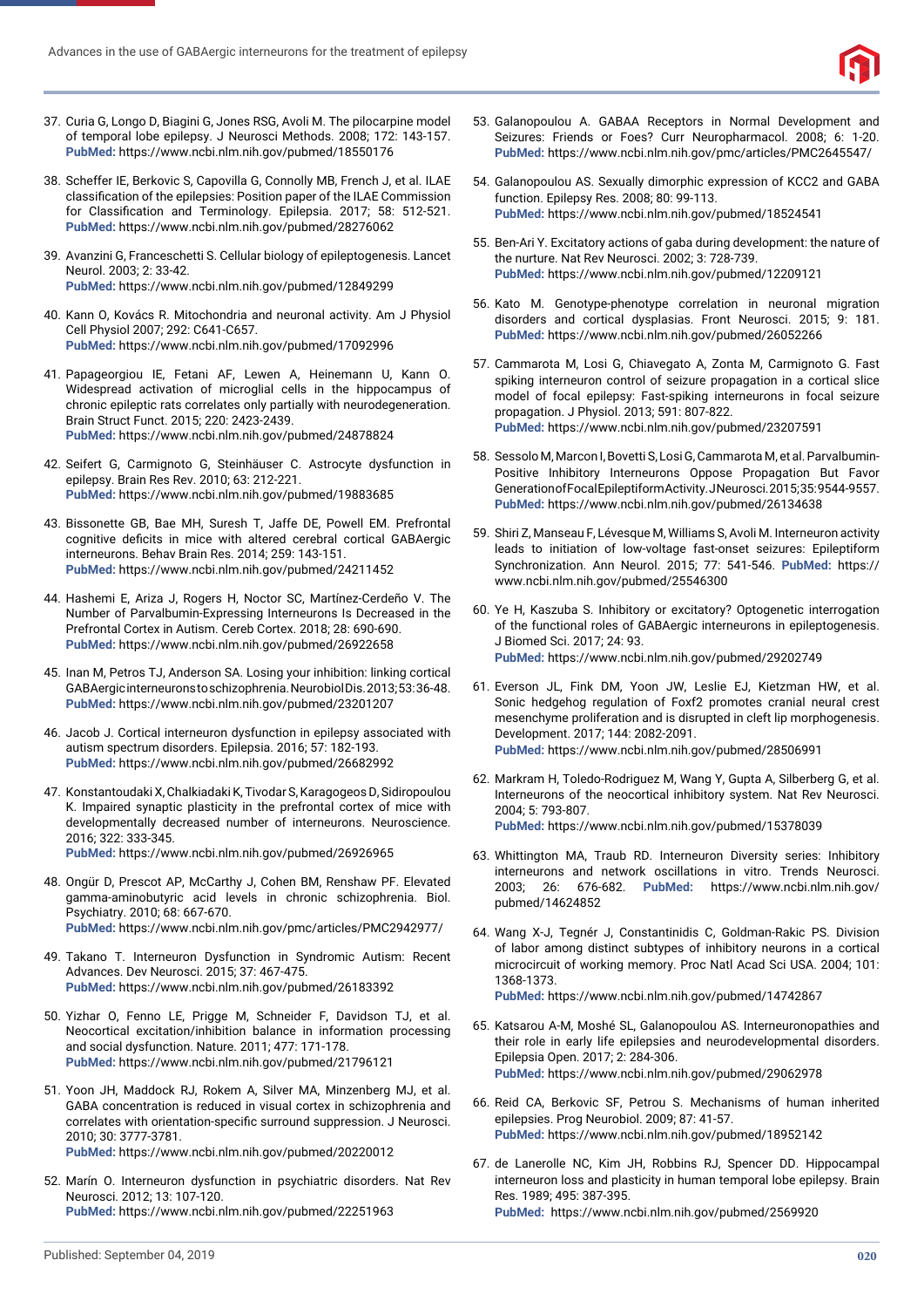37. Curia G, Longo D, Biagini G, Jones RSG, Avoli M. The pilocarpine model of temporal lobe epilepsy. J Neurosci Methods. 2008; 172: 143-157. **PubMed:** https://www.ncbi.nlm.nih.gov/pubmed/18550176

38. Scheffer IE, Berkovic S, Capovilla G, Connolly MB, French J, et al. ILAE classification of the epilepsies: Position paper of the ILAE Commission for Classification and Terminology. Epilepsia. 2017; 58: 512-521. **PubMed:** https://www.ncbi.nlm.nih.gov/pubmed/28276062

39. Avanzini G, Franceschetti S. Cellular biology of epileptogenesis. Lancet Neurol. 2003; 2: 33-42. **PubMed:** https://www.ncbi.nlm.nih.gov/pubmed/12849299

40. Kann O, Kovács R. Mitochondria and neuronal activity. Am J Physiol Cell Physiol 2007; 292: C641-C657. **PubMed:** https://www.ncbi.nlm.nih.gov/pubmed/17092996

41. Papageorgiou IE, Fetani AF, Lewen A, Heinemann U, Kann O. Widespread activation of microglial cells in the hippocampus of chronic epileptic rats correlates only partially with neurodegeneration. Brain Struct Funct. 2015; 220: 2423-2439. **PubMed:** https://www.ncbi.nlm.nih.gov/pubmed/24878824

42. Seifert G, Carmignoto G, Steinhäuser C. Astrocyte dysfunction in epilepsy. Brain Res Rev. 2010; 63: 212-221. **PubMed:** https://www.ncbi.nlm.nih.gov/pubmed/19883685

43. Bissonette GB, Bae MH, Suresh T, Jaffe DE, Powell EM. Prefrontal cognitive deficits in mice with altered cerebral cortical GABAergic interneurons. Behav Brain Res. 2014; 259: 143-151. **PubMed:** https://www.ncbi.nlm.nih.gov/pubmed/24211452

44. Hashemi E, Ariza J, Rogers H, Noctor SC, Martínez-Cerdeño V. The Number of Parvalbumin-Expressing Interneurons Is Decreased in the Prefrontal Cortex in Autism. Cereb Cortex. 2018; 28: 690-690. **PubMed:** https://www.ncbi.nlm.nih.gov/pubmed/26922658

45. Inan M, Petros TJ, Anderson SA. Losing your inhibition: linking cortical GABAergic interneurons to schizophrenia. Neurobiol Dis. 2013; 53:36-48. **PubMed:** https://www.ncbi.nlm.nih.gov/pubmed/23201207

46. Jacob J. Cortical interneuron dysfunction in epilepsy associated with autism spectrum disorders. Epilepsia. 2016; 57: 182-193. **PubMed:** https://www.ncbi.nlm.nih.gov/pubmed/26682992

47. Konstantoudaki X, Chalkiadaki K, Tivodar S, Karagogeos D, Sidiropoulou K. Impaired synaptic plasticity in the prefrontal cortex of mice with developmentally decreased number of interneurons. Neuroscience. 2016; 322: 333-345. **PubMed:** https://www.ncbi.nlm.nih.gov/pubmed/26926965

48. Ongür D, Prescot AP, McCarthy J, Cohen BM, Renshaw PF. Elevated gamma-aminobutyric acid levels in chronic schizophrenia. Biol. Psychiatry. 2010; 68: 667-670. **PubMed:** https://www.ncbi.nlm.nih.gov/pmc/articles/PMC2942977/

49. Takano T. Interneuron Dysfunction in Syndromic Autism: Recent Advances. Dev Neurosci. 2015; 37: 467-475. **PubMed:** https://www.ncbi.nlm.nih.gov/pubmed/26183392

50. Yizhar O, Fenno LE, Prigge M, Schneider F, Davidson TJ, et al. Neocortical excitation/inhibition balance in information processing and social dysfunction. Nature. 2011; 477: 171-178. **PubMed:** https://www.ncbi.nlm.nih.gov/pubmed/21796121

51. Yoon JH, Maddock RJ, Rokem A, Silver MA, Minzenberg MJ, et al. GABA concentration is reduced in visual cortex in schizophrenia and correlates with orientation-specific surround suppression. J Neurosci. 2010; 30: 3777-3781. **PubMed:** https://www.ncbi.nlm.nih.gov/pubmed/20220012

52. Marín O. Interneuron dysfunction in psychiatric disorders. Nat Rev Neurosci. 2012; 13: 107-120. **PubMed:** https://www.ncbi.nlm.nih.gov/pubmed/22251963

53. Galanopoulou A. GABAA Receptors in Normal Development and Seizures: Friends or Foes? Curr Neuropharmacol. 2008; 6: 1-20. **PubMed:** https://www.ncbi.nlm.nih.gov/pmc/articles/PMC2645547/

54. Galanopoulou AS. Sexually dimorphic expression of KCC2 and GABA function. Epilepsy Res. 2008; 80: 99-113. **PubMed:** https://www.ncbi.nlm.nih.gov/pubmed/18524541

55. Ben-Ari Y. Excitatory actions of gaba during development: the nature of the nurture. Nat Rev Neurosci. 2002; 3: 728-739. **PubMed:** https://www.ncbi.nlm.nih.gov/pubmed/12209121

56. Kato M. Genotype-phenotype correlation in neuronal migration disorders and cortical dysplasias. Front Neurosci. 2015; 9: 181. **PubMed:** https://www.ncbi.nlm.nih.gov/pubmed/26052266

57. Cammarota M, Losi G, Chiavegato A, Zonta M, Carmignoto G. Fast spiking interneuron control of seizure propagation in a cortical slice model of focal epilepsy: Fast-spiking interneurons in focal seizure propagation. J Physiol. 2013; 591: 807-822. **PubMed:** https://www.ncbi.nlm.nih.gov/pubmed/23207591

58. Sessolo M, Marcon I, Bovetti S, Losi G, Cammarota M, et al. Parvalbumin-Positive Inhibitory Interneurons Oppose Propagation But Favor Generation of Focal Epileptiform Activity. J Neurosci. 2015;35:9544-9557. **PubMed:** https://www.ncbi.nlm.nih.gov/pubmed/26134638

59. Shiri Z, Manseau F, Lévesque M, Williams S, Avoli M. Interneuron activity leads to initiation of low-voltage fast-onset seizures: Epileptiform Synchronization. Ann Neurol. 2015; 77: 541-546. **PubMed:** https://www.ncbi.nlm.nih.gov/pubmed/25546300

60. Ye H, Kaszuba S. Inhibitory or excitatory? Optogenetic interrogation of the functional roles of GABAergic interneurons in epileptogenesis. J Biomed Sci. 2017; 24: 93. **PubMed:** https://www.ncbi.nlm.nih.gov/pubmed/29202749

61. Everson JL, Fink DM, Yoon JW, Leslie EJ, Kietzman HW, et al. Sonic hedgehog regulation of Foxf2 promotes cranial neural crest mesenchyme proliferation and is disrupted in cleft lip morphogenesis. Development. 2017; 144: 2082-2091. **PubMed:** https://www.ncbi.nlm.nih.gov/pubmed/28506991

62. Markram H, Toledo-Rodriguez M, Wang Y, Gupta A, Silberberg G, et al. Interneurons of the neocortical inhibitory system. Nat Rev Neurosci. 2004; 5: 793-807. **PubMed:** https://www.ncbi.nlm.nih.gov/pubmed/15378039

63. Whittington MA, Traub RD. Interneuron Diversity series: Inhibitory interneurons and network oscillations in vitro. Trends Neurosci. 2003; 26: 676-682. **PubMed:** https://www.ncbi.nlm.nih.gov/pubmed/14624852

64. Wang X-J, Tegnér J, Constantinidis C, Goldman-Rakic PS. Division of labor among distinct subtypes of inhibitory neurons in a cortical microcircuit of working memory. Proc Natl Acad Sci USA. 2004; 101: 1368-1373. **PubMed:** https://www.ncbi.nlm.nih.gov/pubmed/14742867

65. Katsarou A-M, Moshé SL, Galanopoulou AS. Interneuronopathies and their role in early life epilepsies and neurodevelopmental disorders. Epilepsia Open. 2017; 2: 284-306. **PubMed:** https://www.ncbi.nlm.nih.gov/pubmed/29062978

66. Reid CA, Berkovic SF, Petrou S. Mechanisms of human inherited epilepsies. Prog Neurobiol. 2009; 87: 41-57. **PubMed:** https://www.ncbi.nlm.nih.gov/pubmed/18952142

67. de Lanerolle NC, Kim JH, Robbins RJ, Spencer DD. Hippocampal interneuron loss and plasticity in human temporal lobe epilepsy. Brain Res. 1989; 495: 387-395. **PubMed:** https://www.ncbi.nlm.nih.gov/pubmed/2569920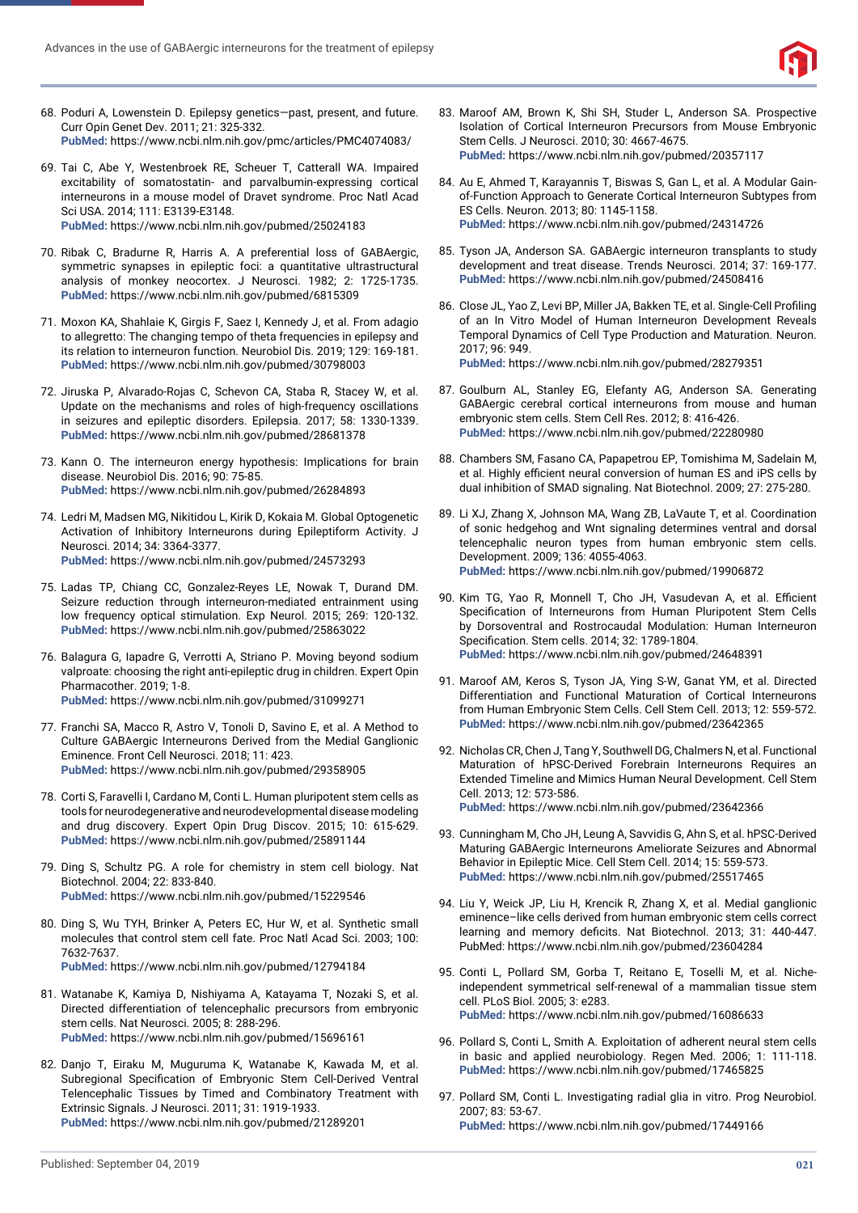68. Poduri A, Lowenstein D. Epilepsy genetics—past, present, and future. Curr Opin Genet Dev. 2011; 21: 325-332.
**PubMed:** https://www.ncbi.nlm.nih.gov/pmc/articles/PMC4074083/

69. Tai C, Abe Y, Westenbroek RE, Scheuer T, Catterall WA. Impaired excitability of somatostatin- and parvalbumin-expressing cortical interneurons in a mouse model of Dravet syndrome. Proc Natl Acad Sci USA. 2014; 111: E3139-E3148.
**PubMed:** https://www.ncbi.nlm.nih.gov/pubmed/25024183

70. Ribak C, Bradurne R, Harris A. A preferential loss of GABAergic, symmetric synapses in epileptic foci: a quantitative ultrastructural analysis of monkey neocortex. J Neurosci. 1982; 2: 1725-1735.
**PubMed:** https://www.ncbi.nlm.nih.gov/pubmed/6815309

71. Moxon KA, Shahlaie K, Girgis F, Saez I, Kennedy J, et al. From adagio to allegretto: The changing tempo of theta frequencies in epilepsy and its relation to interneuron function. Neurobiol Dis. 2019; 129: 169-181.
**PubMed:** https://www.ncbi.nlm.nih.gov/pubmed/30798003

72. Jiruska P, Alvarado-Rojas C, Schevon CA, Staba R, Stacey W, et al. Update on the mechanisms and roles of high-frequency oscillations in seizures and epileptic disorders. Epilepsia. 2017; 58: 1330-1339.
**PubMed:** https://www.ncbi.nlm.nih.gov/pubmed/28681378

73. Kann O. The interneuron energy hypothesis: Implications for brain disease. Neurobiol Dis. 2016; 90: 75-85.
**PubMed:** https://www.ncbi.nlm.nih.gov/pubmed/26284893

74. Ledri M, Madsen MG, Nikitidou L, Kirik D, Kokaia M. Global Optogenetic Activation of Inhibitory Interneurons during Epileptiform Activity. J Neurosci. 2014; 34: 3364-3377.
**PubMed:** https://www.ncbi.nlm.nih.gov/pubmed/24573293

75. Ladas TP, Chiang CC, Gonzalez-Reyes LE, Nowak T, Durand DM. Seizure reduction through interneuron-mediated entrainment using low frequency optical stimulation. Exp Neurol. 2015; 269: 120-132.
**PubMed:** https://www.ncbi.nlm.nih.gov/pubmed/25863022

76. Balagura G, Iapadre G, Verrotti A, Striano P. Moving beyond sodium valproate: choosing the right anti-epileptic drug in children. Expert Opin Pharmacother. 2019; 1-8.
**PubMed:** https://www.ncbi.nlm.nih.gov/pubmed/31099271

77. Franchi SA, Macco R, Astro V, Tonoli D, Savino E, et al. A Method to Culture GABAergic Interneurons Derived from the Medial Ganglionic Eminence. Front Cell Neurosci. 2018; 11: 423.
**PubMed:** https://www.ncbi.nlm.nih.gov/pubmed/29358905

78. Corti S, Faravelli I, Cardano M, Conti L. Human pluripotent stem cells as tools for neurodegenerative and neurodevelopmental disease modeling and drug discovery. Expert Opin Drug Discov. 2015; 10: 615-629.
**PubMed:** https://www.ncbi.nlm.nih.gov/pubmed/25891144

79. Ding S, Schultz PG. A role for chemistry in stem cell biology. Nat Biotechnol. 2004; 22: 833-840.
**PubMed:** https://www.ncbi.nlm.nih.gov/pubmed/15229546

80. Ding S, Wu TYH, Brinker A, Peters EC, Hur W, et al. Synthetic small molecules that control stem cell fate. Proc Natl Acad Sci. 2003; 100: 7632-7637.
**PubMed:** https://www.ncbi.nlm.nih.gov/pubmed/12794184

81. Watanabe K, Kamiya D, Nishiyama A, Katayama T, Nozaki S, et al. Directed differentiation of telencephalic precursors from embryonic stem cells. Nat Neurosci. 2005; 8: 288-296.
**PubMed:** https://www.ncbi.nlm.nih.gov/pubmed/15696161

82. Danjo T, Eiraku M, Muguruma K, Watanabe K, Kawada M, et al. Subregional Specification of Embryonic Stem Cell-Derived Ventral Telencephalic Tissues by Timed and Combinatory Treatment with Extrinsic Signals. J Neurosci. 2011; 31: 1919-1933.
**PubMed:** https://www.ncbi.nlm.nih.gov/pubmed/21289201

83. Maroof AM, Brown K, Shi SH, Studer L, Anderson SA. Prospective Isolation of Cortical Interneuron Precursors from Mouse Embryonic Stem Cells. J Neurosci. 2010; 30: 4667-4675.
**PubMed:** https://www.ncbi.nlm.nih.gov/pubmed/20357117

84. Au E, Ahmed T, Karayannis T, Biswas S, Gan L, et al. A Modular Gain-of-Function Approach to Generate Cortical Interneuron Subtypes from ES Cells. Neuron. 2013; 80: 1145-1158.
**PubMed:** https://www.ncbi.nlm.nih.gov/pubmed/24314726

85. Tyson JA, Anderson SA. GABAergic interneuron transplants to study development and treat disease. Trends Neurosci. 2014; 37: 169-177.
**PubMed:** https://www.ncbi.nlm.nih.gov/pubmed/24508416

86. Close JL, Yao Z, Levi BP, Miller JA, Bakken TE, et al. Single-Cell Profiling of an In Vitro Model of Human Interneuron Development Reveals Temporal Dynamics of Cell Type Production and Maturation. Neuron. 2017; 96: 949.
**PubMed:** https://www.ncbi.nlm.nih.gov/pubmed/28279351

87. Goulburn AL, Stanley EG, Elefanty AG, Anderson SA. Generating GABAergic cerebral cortical interneurons from mouse and human embryonic stem cells. Stem Cell Res. 2012; 8: 416-426.
**PubMed:** https://www.ncbi.nlm.nih.gov/pubmed/22280980

88. Chambers SM, Fasano CA, Papapetrou EP, Tomishima M, Sadelain M, et al. Highly efficient neural conversion of human ES and iPS cells by dual inhibition of SMAD signaling. Nat Biotechnol. 2009; 27: 275-280.

89. Li XJ, Zhang X, Johnson MA, Wang ZB, LaVaute T, et al. Coordination of sonic hedgehog and Wnt signaling determines ventral and dorsal telencephalic neuron types from human embryonic stem cells. Development. 2009; 136: 4055-4063.
**PubMed:** https://www.ncbi.nlm.nih.gov/pubmed/19906872

90. Kim TG, Yao R, Monnell T, Cho JH, Vasudevan A, et al. Efficient Specification of Interneurons from Human Pluripotent Stem Cells by Dorsoventral and Rostrocaudal Modulation: Human Interneuron Specification. Stem cells. 2014; 32: 1789-1804.
**PubMed:** https://www.ncbi.nlm.nih.gov/pubmed/24648391

91. Maroof AM, Keros S, Tyson JA, Ying S-W, Ganat YM, et al. Directed Differentiation and Functional Maturation of Cortical Interneurons from Human Embryonic Stem Cells. Cell Stem Cell. 2013; 12: 559-572.
**PubMed:** https://www.ncbi.nlm.nih.gov/pubmed/23642365

92. Nicholas CR, Chen J, Tang Y, Southwell DG, Chalmers N, et al. Functional Maturation of hPSC-Derived Forebrain Interneurons Requires an Extended Timeline and Mimics Human Neural Development. Cell Stem Cell. 2013; 12: 573-586.
**PubMed:** https://www.ncbi.nlm.nih.gov/pubmed/23642366

93. Cunningham M, Cho JH, Leung A, Savvidis G, Ahn S, et al. hPSC-Derived Maturing GABAergic Interneurons Ameliorate Seizures and Abnormal Behavior in Epileptic Mice. Cell Stem Cell. 2014; 15: 559-573.
**PubMed:** https://www.ncbi.nlm.nih.gov/pubmed/25517465

94. Liu Y, Weick JP, Liu H, Krencik R, Zhang X, et al. Medial ganglionic eminence–like cells derived from human embryonic stem cells correct learning and memory deficits. Nat Biotechnol. 2013; 31: 440-447. PubMed: https://www.ncbi.nlm.nih.gov/pubmed/23604284

95. Conti L, Pollard SM, Gorba T, Reitano E, Toselli M, et al. Niche-independent symmetrical self-renewal of a mammalian tissue stem cell. PLoS Biol. 2005; 3: e283.
**PubMed:** https://www.ncbi.nlm.nih.gov/pubmed/16086633

96. Pollard S, Conti L, Smith A. Exploitation of adherent neural stem cells in basic and applied neurobiology. Regen Med. 2006; 1: 111-118.
**PubMed:** https://www.ncbi.nlm.nih.gov/pubmed/17465825

97. Pollard SM, Conti L. Investigating radial glia in vitro. Prog Neurobiol. 2007; 83: 53-67.
**PubMed:** https://www.ncbi.nlm.nih.gov/pubmed/17449166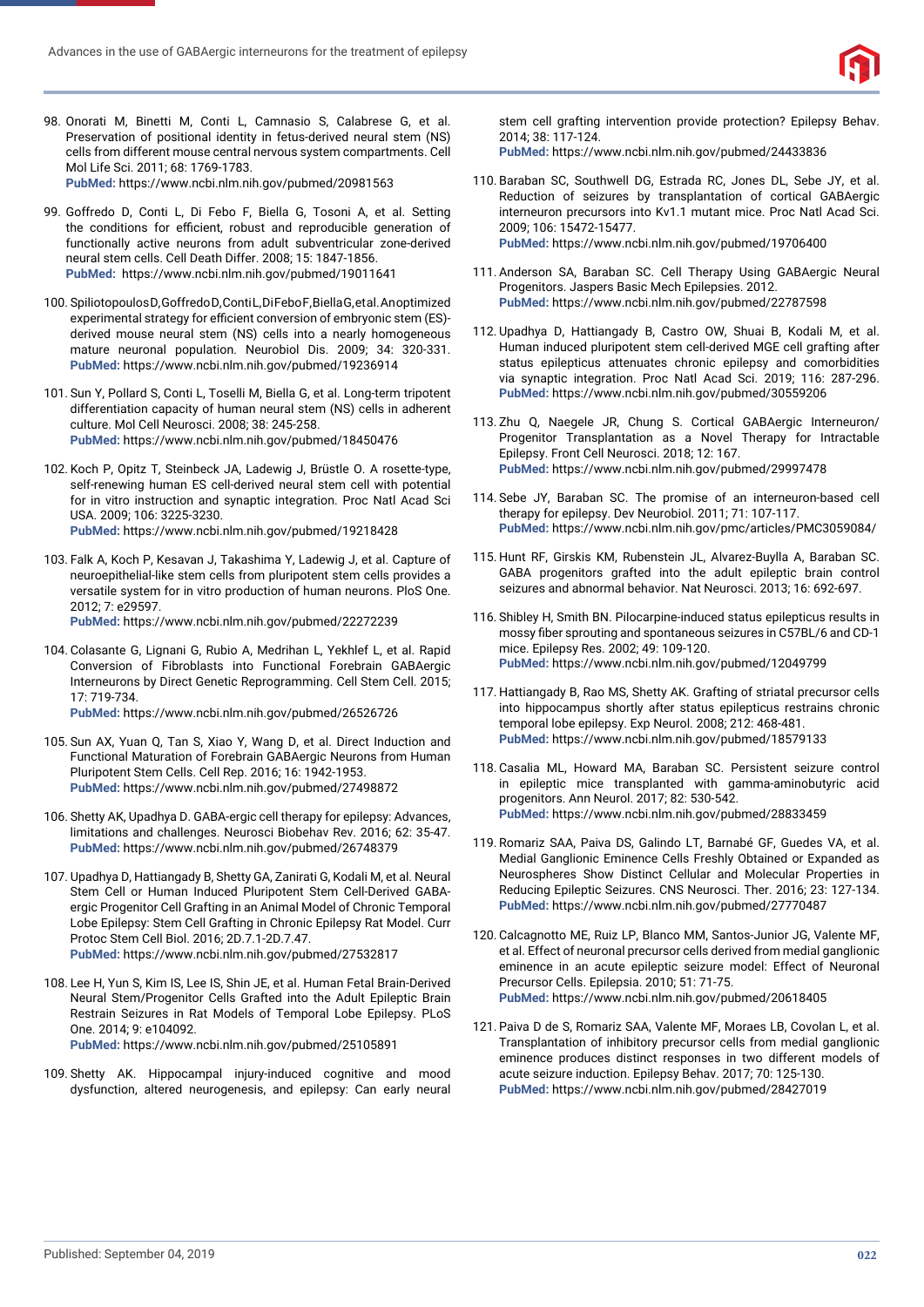98. Onorati M, Binetti M, Conti L, Camnasio S, Calabrese G, et al. Preservation of positional identity in fetus-derived neural stem (NS) cells from different mouse central nervous system compartments. Cell Mol Life Sci. 2011; 68: 1769-1783.
**PubMed:** https://www.ncbi.nlm.nih.gov/pubmed/20981563

99. Goffredo D, Conti L, Di Febo F, Biella G, Tosoni A, et al. Setting the conditions for efficient, robust and reproducible generation of functionally active neurons from adult subventricular zone-derived neural stem cells. Cell Death Differ. 2008; 15: 1847-1856.
**PubMed:** https://www.ncbi.nlm.nih.gov/pubmed/19011641

100. Spiliotopoulos D, Goffredo D, Conti L, Di Febo F, Biella G, et al. An optimized experimental strategy for efficient conversion of embryonic stem (ES)-derived mouse neural stem (NS) cells into a nearly homogeneous mature neuronal population. Neurobiol Dis. 2009; 34: 320-331.
**PubMed:** https://www.ncbi.nlm.nih.gov/pubmed/19236914

101. Sun Y, Pollard S, Conti L, Toselli M, Biella G, et al. Long-term tripotent differentiation capacity of human neural stem (NS) cells in adherent culture. Mol Cell Neurosci. 2008; 38: 245-258.
**PubMed:** https://www.ncbi.nlm.nih.gov/pubmed/18450476

102. Koch P, Opitz T, Steinbeck JA, Ladewig J, Brüstle O. A rosette-type, self-renewing human ES cell-derived neural stem cell with potential for in vitro instruction and synaptic integration. Proc Natl Acad Sci USA. 2009; 106: 3225-3230.
**PubMed:** https://www.ncbi.nlm.nih.gov/pubmed/19218428

103. Falk A, Koch P, Kesavan J, Takashima Y, Ladewig J, et al. Capture of neuroepithelial-like stem cells from pluripotent stem cells provides a versatile system for in vitro production of human neurons. PloS One. 2012; 7: e29597.
**PubMed:** https://www.ncbi.nlm.nih.gov/pubmed/22272239

104. Colasante G, Lignani G, Rubio A, Medrihan L, Yekhlef L, et al. Rapid Conversion of Fibroblasts into Functional Forebrain GABAergic Interneurons by Direct Genetic Reprogramming. Cell Stem Cell. 2015; 17: 719-734.
**PubMed:** https://www.ncbi.nlm.nih.gov/pubmed/26526726

105. Sun AX, Yuan Q, Tan S, Xiao Y, Wang D, et al. Direct Induction and Functional Maturation of Forebrain GABAergic Neurons from Human Pluripotent Stem Cells. Cell Rep. 2016; 16: 1942-1953.
**PubMed:** https://www.ncbi.nlm.nih.gov/pubmed/27498872

106. Shetty AK, Upadhya D. GABA-ergic cell therapy for epilepsy: Advances, limitations and challenges. Neurosci Biobehav Rev. 2016; 62: 35-47.
**PubMed:** https://www.ncbi.nlm.nih.gov/pubmed/26748379

107. Upadhya D, Hattiangady B, Shetty GA, Zanirati G, Kodali M, et al. Neural Stem Cell or Human Induced Pluripotent Stem Cell-Derived GABA-ergic Progenitor Cell Grafting in an Animal Model of Chronic Temporal Lobe Epilepsy: Stem Cell Grafting in Chronic Epilepsy Rat Model. Curr Protoc Stem Cell Biol. 2016; 2D.7.1-2D.7.47.
**PubMed:** https://www.ncbi.nlm.nih.gov/pubmed/27532817

108. Lee H, Yun S, Kim IS, Lee IS, Shin JE, et al. Human Fetal Brain-Derived Neural Stem/Progenitor Cells Grafted into the Adult Epileptic Brain Restrain Seizures in Rat Models of Temporal Lobe Epilepsy. PLoS One. 2014; 9: e104092.
**PubMed:** https://www.ncbi.nlm.nih.gov/pubmed/25105891

109. Shetty AK. Hippocampal injury-induced cognitive and mood dysfunction, altered neurogenesis, and epilepsy: Can early neural stem cell grafting intervention provide protection? Epilepsy Behav. 2014; 38: 117-124.
**PubMed:** https://www.ncbi.nlm.nih.gov/pubmed/24433836

110. Baraban SC, Southwell DG, Estrada RC, Jones DL, Sebe JY, et al. Reduction of seizures by transplantation of cortical GABAergic interneuron precursors into Kv1.1 mutant mice. Proc Natl Acad Sci. 2009; 106: 15472-15477.
**PubMed:** https://www.ncbi.nlm.nih.gov/pubmed/19706400

111. Anderson SA, Baraban SC. Cell Therapy Using GABAergic Neural Progenitors. Jaspers Basic Mech Epilepsies. 2012.
**PubMed:** https://www.ncbi.nlm.nih.gov/pubmed/22787598

112. Upadhya D, Hattiangady B, Castro OW, Shuai B, Kodali M, et al. Human induced pluripotent stem cell-derived MGE cell grafting after status epilepticus attenuates chronic epilepsy and comorbidities via synaptic integration. Proc Natl Acad Sci. 2019; 116: 287-296.
**PubMed:** https://www.ncbi.nlm.nih.gov/pubmed/30559206

113. Zhu Q, Naegele JR, Chung S. Cortical GABAergic Interneuron/Progenitor Transplantation as a Novel Therapy for Intractable Epilepsy. Front Cell Neurosci. 2018; 12: 167.
**PubMed:** https://www.ncbi.nlm.nih.gov/pubmed/29997478

114. Sebe JY, Baraban SC. The promise of an interneuron-based cell therapy for epilepsy. Dev Neurobiol. 2011; 71: 107-117.
**PubMed:** https://www.ncbi.nlm.nih.gov/pmc/articles/PMC3059084/

115. Hunt RF, Girskis KM, Rubenstein JL, Alvarez-Buylla A, Baraban SC. GABA progenitors grafted into the adult epileptic brain control seizures and abnormal behavior. Nat Neurosci. 2013; 16: 692-697.

116. Shibley H, Smith BN. Pilocarpine-induced status epilepticus results in mossy fiber sprouting and spontaneous seizures in C57BL/6 and CD-1 mice. Epilepsy Res. 2002; 49: 109-120.
**PubMed:** https://www.ncbi.nlm.nih.gov/pubmed/12049799

117. Hattiangady B, Rao MS, Shetty AK. Grafting of striatal precursor cells into hippocampus shortly after status epilepticus restrains chronic temporal lobe epilepsy. Exp Neurol. 2008; 212: 468-481.
**PubMed:** https://www.ncbi.nlm.nih.gov/pubmed/18579133

118. Casalia ML, Howard MA, Baraban SC. Persistent seizure control in epileptic mice transplanted with gamma-aminobutyric acid progenitors. Ann Neurol. 2017; 82: 530-542.
**PubMed:** https://www.ncbi.nlm.nih.gov/pubmed/28833459

119. Romariz SAA, Paiva DS, Galindo LT, Barnabé GF, Guedes VA, et al. Medial Ganglionic Eminence Cells Freshly Obtained or Expanded as Neurospheres Show Distinct Cellular and Molecular Properties in Reducing Epileptic Seizures. CNS Neurosci. Ther. 2016; 23: 127-134.
**PubMed:** https://www.ncbi.nlm.nih.gov/pubmed/27770487

120. Calcagnotto ME, Ruiz LP, Blanco MM, Santos-Junior JG, Valente MF, et al. Effect of neuronal precursor cells derived from medial ganglionic eminence in an acute epileptic seizure model: Effect of Neuronal Precursor Cells. Epilepsia. 2010; 51: 71-75.
**PubMed:** https://www.ncbi.nlm.nih.gov/pubmed/20618405

121. Paiva D de S, Romariz SAA, Valente MF, Moraes LB, Covolan L, et al. Transplantation of inhibitory precursor cells from medial ganglionic eminence produces distinct responses in two different models of acute seizure induction. Epilepsy Behav. 2017; 70: 125-130.
**PubMed:** https://www.ncbi.nlm.nih.gov/pubmed/28427019